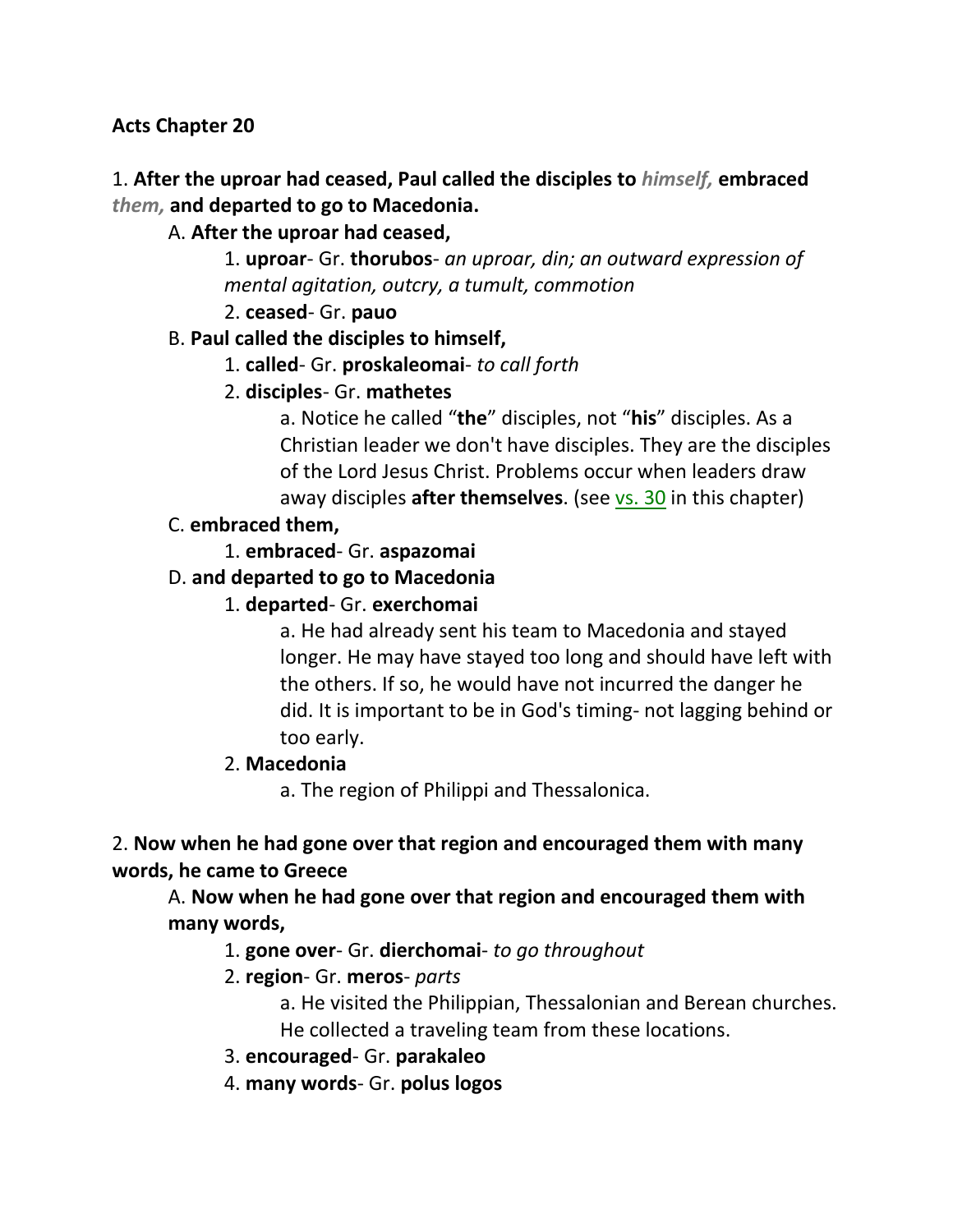**Acts Chapter 20**

1. **After the uproar had ceased, Paul called the disciples to** ***himself,*** **embraced** ***them,*** **and departed to go to Macedonia.**

A. **After the uproar had ceased,**

1. **uproar**- Gr. **thorubos**- *an uproar, din; an outward expression of mental agitation, outcry, a tumult, commotion*

2. **ceased**- Gr. **pauo**

B. **Paul called the disciples to himself,**

1. **called**- Gr. **proskaleomai**- *to call forth*

2. **disciples**- Gr. **mathetes**

a. Notice he called "**the**" disciples, not "**his**" disciples. As a Christian leader we don't have disciples. They are the disciples of the Lord Jesus Christ. Problems occur when leaders draw away disciples **after themselves**. (see vs. 30 in this chapter)

C. **embraced them,**

1. **embraced**- Gr. **aspazomai**

D. **and departed to go to Macedonia**

1. **departed**- Gr. **exerchomai**

a. He had already sent his team to Macedonia and stayed longer. He may have stayed too long and should have left with the others. If so, he would have not incurred the danger he did. It is important to be in God's timing- not lagging behind or too early.

2. **Macedonia**

a. The region of Philippi and Thessalonica.

2. **Now when he had gone over that region and encouraged them with many words, he came to Greece**

A. **Now when he had gone over that region and encouraged them with many words,**

1. **gone over**- Gr. **dierchomai**- *to go throughout*

2. **region**- Gr. **meros**- *parts*

a. He visited the Philippian, Thessalonian and Berean churches. He collected a traveling team from these locations.

3. **encouraged**- Gr. **parakaleo**

4. **many words**- Gr. **polus logos**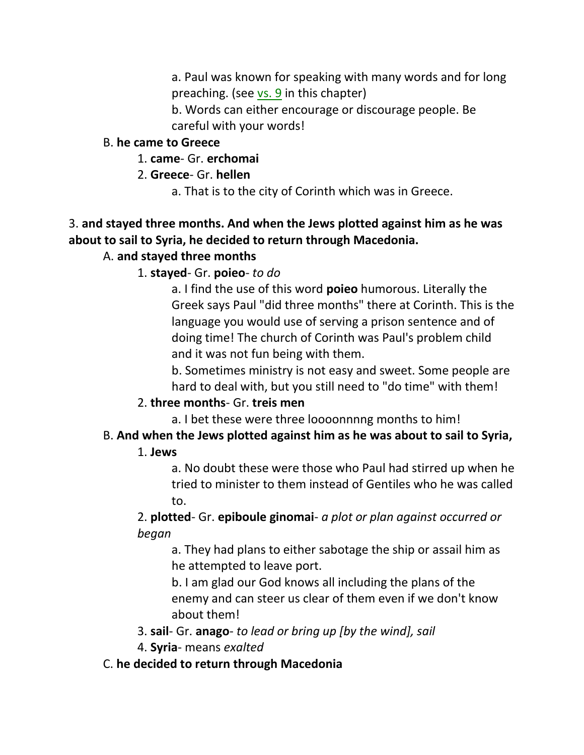a. Paul was known for speaking with many words and for long preaching. (see vs. 9 in this chapter)

b. Words can either encourage or discourage people. Be careful with your words!

B. **he came to Greece**

1. **came**- Gr. **erchomai**

2. **Greece**- Gr. **hellen**

a. That is to the city of Corinth which was in Greece.

3. **and stayed three months. And when the Jews plotted against him as he was about to sail to Syria, he decided to return through Macedonia.**

A. **and stayed three months**

1. **stayed**- Gr. **poieo**- *to do*

a. I find the use of this word **poieo** humorous. Literally the Greek says Paul "did three months" there at Corinth. This is the language you would use of serving a prison sentence and of doing time! The church of Corinth was Paul's problem child and it was not fun being with them.

b. Sometimes ministry is not easy and sweet. Some people are hard to deal with, but you still need to "do time" with them!

2. **three months**- Gr. **treis men**

a. I bet these were three loooonnnng months to him!

B. **And when the Jews plotted against him as he was about to sail to Syria,**

1. **Jews**

a. No doubt these were those who Paul had stirred up when he tried to minister to them instead of Gentiles who he was called to.

2. **plotted**- Gr. **epiboule ginomai**- *a plot or plan against occurred or began*

a. They had plans to either sabotage the ship or assail him as he attempted to leave port.

b. I am glad our God knows all including the plans of the enemy and can steer us clear of them even if we don't know about them!

3. **sail**- Gr. **anago**- *to lead or bring up [by the wind], sail*

4. **Syria**- means *exalted*

C. **he decided to return through Macedonia**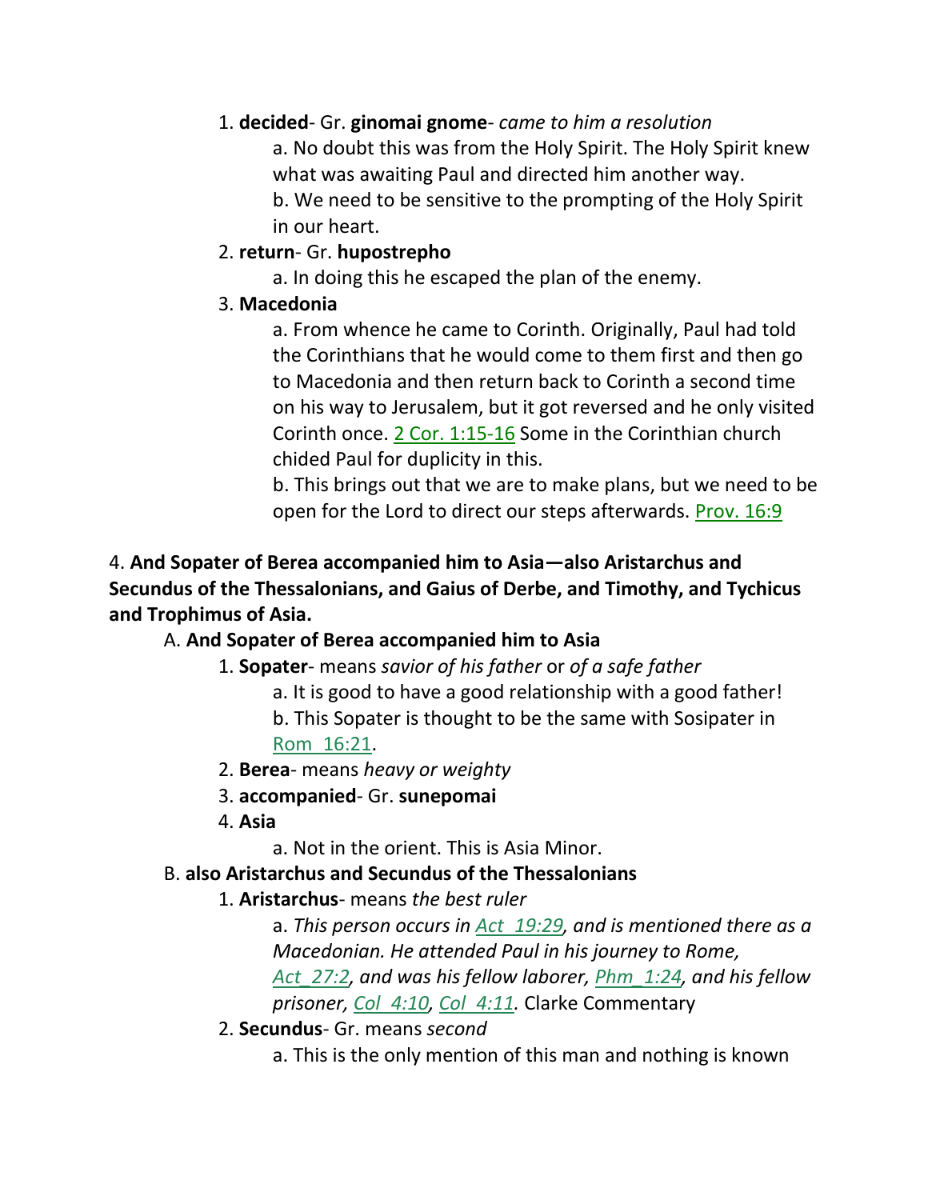1. **decided**- Gr. **ginomai gnome**- *came to him a resolution*

    a. No doubt this was from the Holy Spirit. The Holy Spirit knew what was awaiting Paul and directed him another way.

    b. We need to be sensitive to the prompting of the Holy Spirit in our heart.

2. **return**- Gr. **hupostrepho**

    a. In doing this he escaped the plan of the enemy.

3. **Macedonia**

    a. From whence he came to Corinth. Originally, Paul had told the Corinthians that he would come to them first and then go to Macedonia and then return back to Corinth a second time on his way to Jerusalem, but it got reversed and he only visited Corinth once. 2 Cor. 1:15-16 Some in the Corinthian church chided Paul for duplicity in this.

    b. This brings out that we are to make plans, but we need to be open for the Lord to direct our steps afterwards. Prov. 16:9

4. **And Sopater of Berea accompanied him to Asia—also Aristarchus and Secundus of the Thessalonians, and Gaius of Derbe, and Timothy, and Tychicus and Trophimus of Asia.**

A. **And Sopater of Berea accompanied him to Asia**

1. **Sopater**- means *savior of his father* or *of a safe father*

    a. It is good to have a good relationship with a good father!

    b. This Sopater is thought to be the same with Sosipater in Rom_16:21.

2. **Berea**- means *heavy or weighty*

3. **accompanied**- Gr. **sunepomai**

4. **Asia**

    a. Not in the orient. This is Asia Minor.

B. **also Aristarchus and Secundus of the Thessalonians**

1. **Aristarchus**- means *the best ruler*

    a. *This person occurs in Act_19:29, and is mentioned there as a Macedonian. He attended Paul in his journey to Rome, Act_27:2, and was his fellow laborer, Phm_1:24, and his fellow prisoner, Col_4:10, Col_4:11.* Clarke Commentary

2. **Secundus**- Gr. means *second*

    a. This is the only mention of this man and nothing is known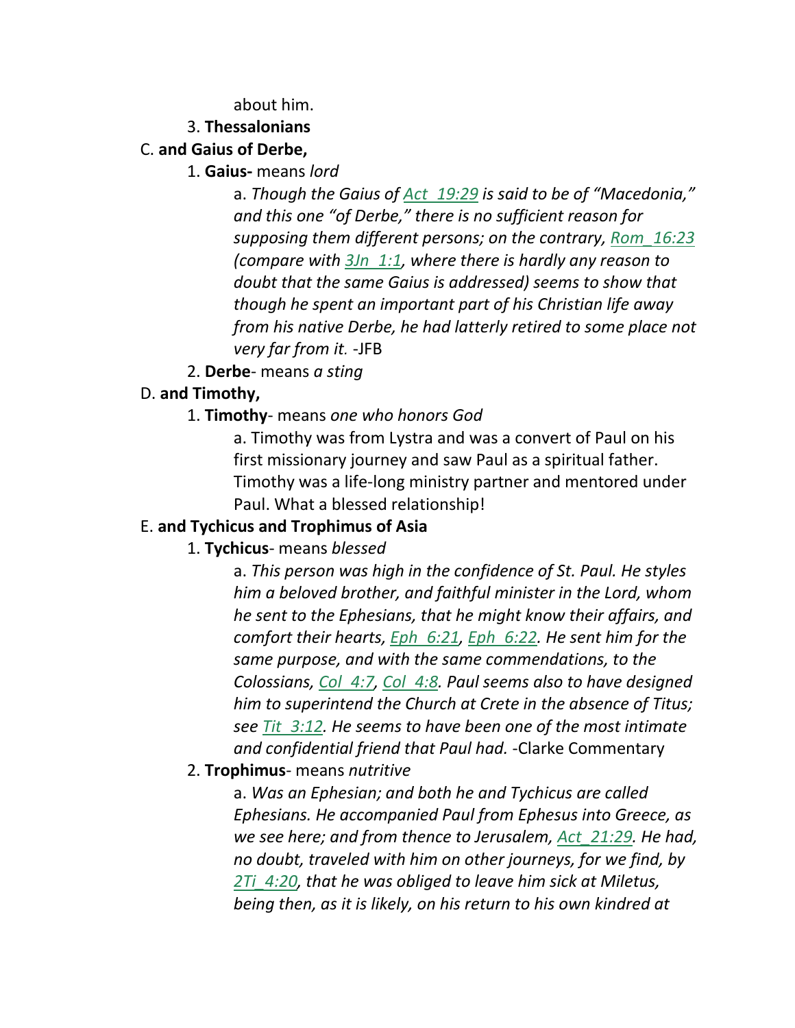about him.

3. **Thessalonians**

C. **and Gaius of Derbe,**

1. **Gaius-** means *lord*

a. *Though the Gaius of Act_19:29 is said to be of "Macedonia," and this one "of Derbe," there is no sufficient reason for supposing them different persons; on the contrary, Rom_16:23 (compare with 3Jn_1:1, where there is hardly any reason to doubt that the same Gaius is addressed) seems to show that though he spent an important part of his Christian life away from his native Derbe, he had latterly retired to some place not very far from it.* -JFB

2. **Derbe**- means *a sting*

D. **and Timothy,**

1. **Timothy**- means *one who honors God*

a. Timothy was from Lystra and was a convert of Paul on his first missionary journey and saw Paul as a spiritual father. Timothy was a life-long ministry partner and mentored under Paul. What a blessed relationship!

E. **and Tychicus and Trophimus of Asia**

1. **Tychicus**- means *blessed*

a. *This person was high in the confidence of St. Paul. He styles him a beloved brother, and faithful minister in the Lord, whom he sent to the Ephesians, that he might know their affairs, and comfort their hearts, Eph_6:21, Eph_6:22. He sent him for the same purpose, and with the same commendations, to the Colossians, Col_4:7, Col_4:8. Paul seems also to have designed him to superintend the Church at Crete in the absence of Titus; see Tit_3:12. He seems to have been one of the most intimate and confidential friend that Paul had.* -Clarke Commentary

2. **Trophimus**- means *nutritive*

a. *Was an Ephesian; and both he and Tychicus are called Ephesians. He accompanied Paul from Ephesus into Greece, as we see here; and from thence to Jerusalem, Act_21:29. He had, no doubt, traveled with him on other journeys, for we find, by 2Ti_4:20, that he was obliged to leave him sick at Miletus, being then, as it is likely, on his return to his own kindred at*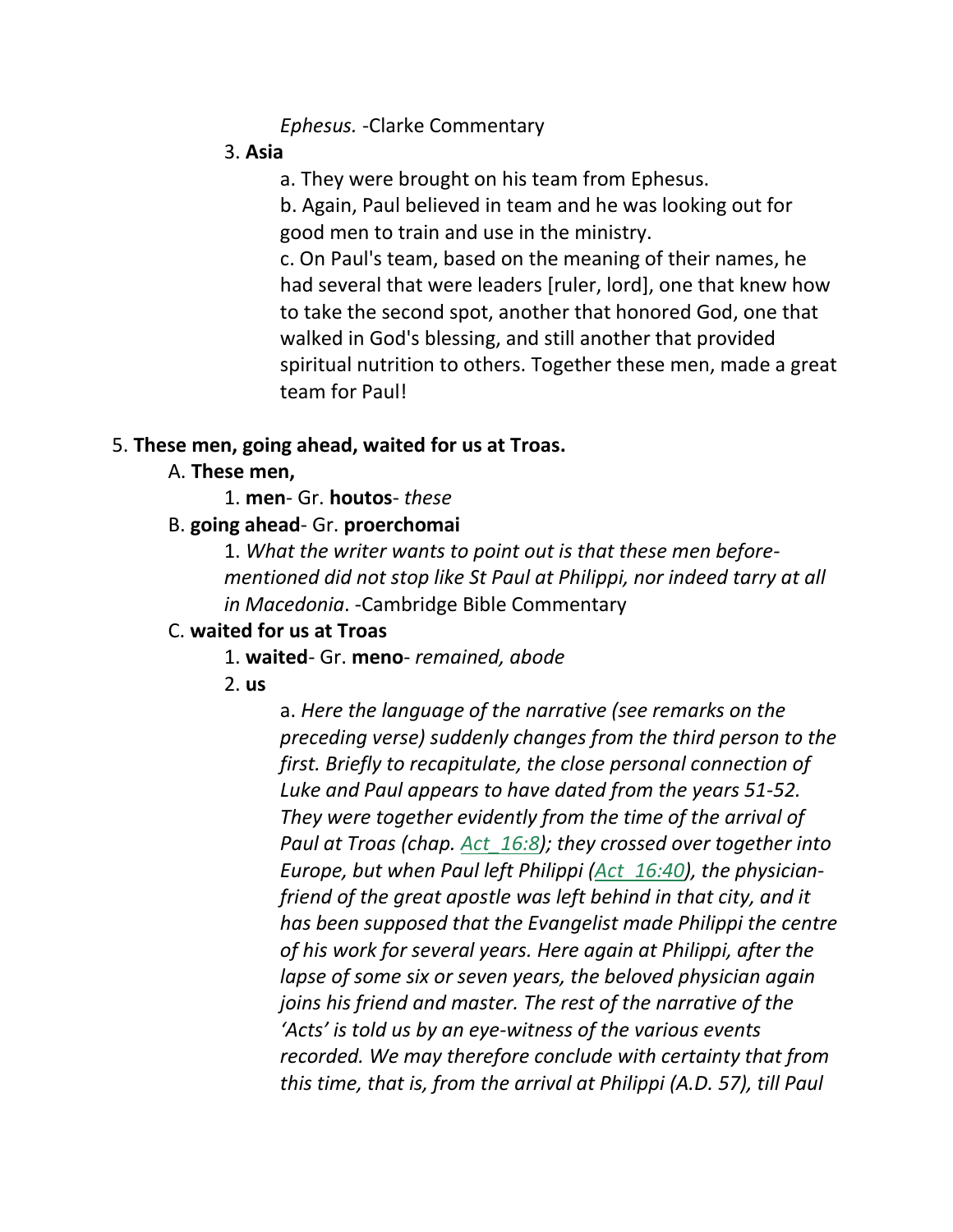*Ephesus.* -Clarke Commentary

3. **Asia**

a. They were brought on his team from Ephesus.

b. Again, Paul believed in team and he was looking out for good men to train and use in the ministry.

c. On Paul's team, based on the meaning of their names, he had several that were leaders [ruler, lord], one that knew how to take the second spot, another that honored God, one that walked in God's blessing, and still another that provided spiritual nutrition to others. Together these men, made a great team for Paul!

5. **These men, going ahead, waited for us at Troas.**

A. **These men,**

1. **men**- Gr. **houtos**- *these*

B. **going ahead**- Gr. **proerchomai**

1. *What the writer wants to point out is that these men before-mentioned did not stop like St Paul at Philippi, nor indeed tarry at all in Macedonia*. -Cambridge Bible Commentary

C. **waited for us at Troas**

1. **waited**- Gr. **meno**- *remained, abode*

2. **us**

a. *Here the language of the narrative (see remarks on the preceding verse) suddenly changes from the third person to the first. Briefly to recapitulate, the close personal connection of Luke and Paul appears to have dated from the years 51-52. They were together evidently from the time of the arrival of Paul at Troas (chap. Act_16:8); they crossed over together into Europe, but when Paul left Philippi (Act_16:40), the physician-friend of the great apostle was left behind in that city, and it has been supposed that the Evangelist made Philippi the centre of his work for several years. Here again at Philippi, after the lapse of some six or seven years, the beloved physician again joins his friend and master. The rest of the narrative of the 'Acts' is told us by an eye-witness of the various events recorded. We may therefore conclude with certainty that from this time, that is, from the arrival at Philippi (A.D. 57), till Paul*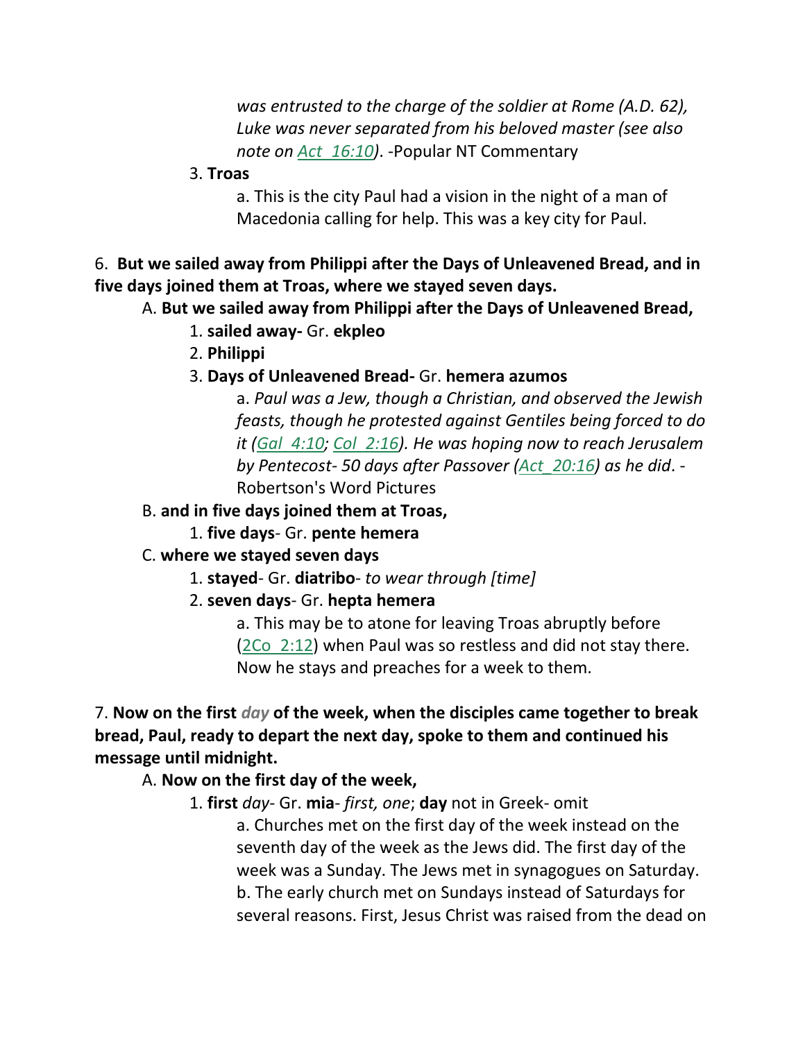*was entrusted to the charge of the soldier at Rome (A.D. 62), Luke was never separated from his beloved master (see also note on Act_16:10)*. -Popular NT Commentary

3. **Troas**

a. This is the city Paul had a vision in the night of a man of Macedonia calling for help. This was a key city for Paul.

6. **But we sailed away from Philippi after the Days of Unleavened Bread, and in five days joined them at Troas, where we stayed seven days.**

A. **But we sailed away from Philippi after the Days of Unleavened Bread,**

1. **sailed away-** Gr. **ekpleo**
2. **Philippi**
3. **Days of Unleavened Bread-** Gr. **hemera azumos**

a. *Paul was a Jew, though a Christian, and observed the Jewish feasts, though he protested against Gentiles being forced to do it (Gal_4:10; Col_2:16). He was hoping now to reach Jerusalem by Pentecost- 50 days after Passover (Act_20:16) as he did*. -Robertson's Word Pictures

B. **and in five days joined them at Troas,**

1. **five days**- Gr. **pente hemera**

C. **where we stayed seven days**

1. **stayed**- Gr. **diatribo**- *to wear through [time]*
2. **seven days**- Gr. **hepta hemera**

a. This may be to atone for leaving Troas abruptly before (2Co_2:12) when Paul was so restless and did not stay there. Now he stays and preaches for a week to them.

7. **Now on the first *day* of the week, when the disciples came together to break bread, Paul, ready to depart the next day, spoke to them and continued his message until midnight.**

A. **Now on the first day of the week,**

1. **first** *day*- Gr. **mia**- *first, one*; **day** not in Greek- omit

a. Churches met on the first day of the week instead on the seventh day of the week as the Jews did. The first day of the week was a Sunday. The Jews met in synagogues on Saturday.
b. The early church met on Sundays instead of Saturdays for several reasons. First, Jesus Christ was raised from the dead on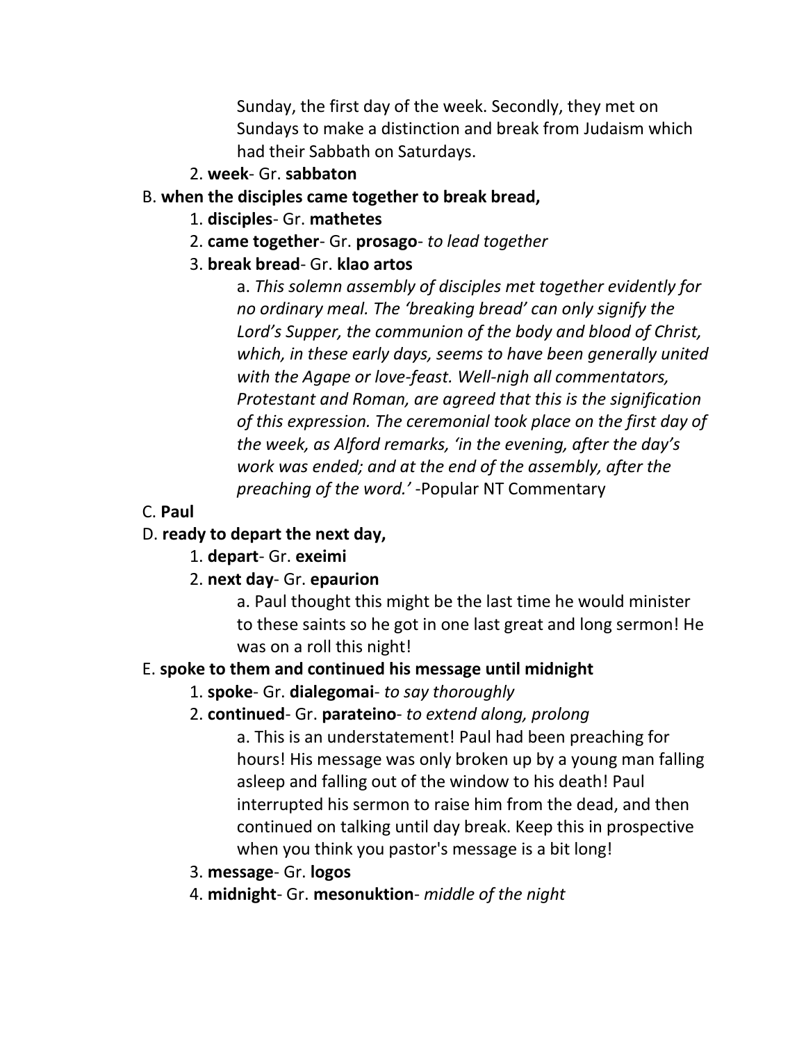Sunday, the first day of the week. Secondly, they met on Sundays to make a distinction and break from Judaism which had their Sabbath on Saturdays.

2. **week**- Gr. **sabbaton**

B. **when the disciples came together to break bread,**

1. **disciples**- Gr. **mathetes**
2. **came together**- Gr. **prosago**- *to lead together*
3. **break bread**- Gr. **klao artos**

a. *This solemn assembly of disciples met together evidently for no ordinary meal. The 'breaking bread' can only signify the Lord's Supper, the communion of the body and blood of Christ, which, in these early days, seems to have been generally united with the Agape or love-feast. Well-nigh all commentators, Protestant and Roman, are agreed that this is the signification of this expression. The ceremonial took place on the first day of the week, as Alford remarks, 'in the evening, after the day's work was ended; and at the end of the assembly, after the preaching of the word.'* -Popular NT Commentary

C. **Paul**

D. **ready to depart the next day,**

1. **depart**- Gr. **exeimi**
2. **next day**- Gr. **epaurion**

a. Paul thought this might be the last time he would minister to these saints so he got in one last great and long sermon! He was on a roll this night!

E. **spoke to them and continued his message until midnight**

1. **spoke**- Gr. **dialegomai**- *to say thoroughly*
2. **continued**- Gr. **parateino**- *to extend along, prolong*

a. This is an understatement! Paul had been preaching for hours! His message was only broken up by a young man falling asleep and falling out of the window to his death! Paul interrupted his sermon to raise him from the dead, and then continued on talking until day break. Keep this in prospective when you think you pastor's message is a bit long!

3. **message**- Gr. **logos**
4. **midnight**- Gr. **mesonuktion**- *middle of the night*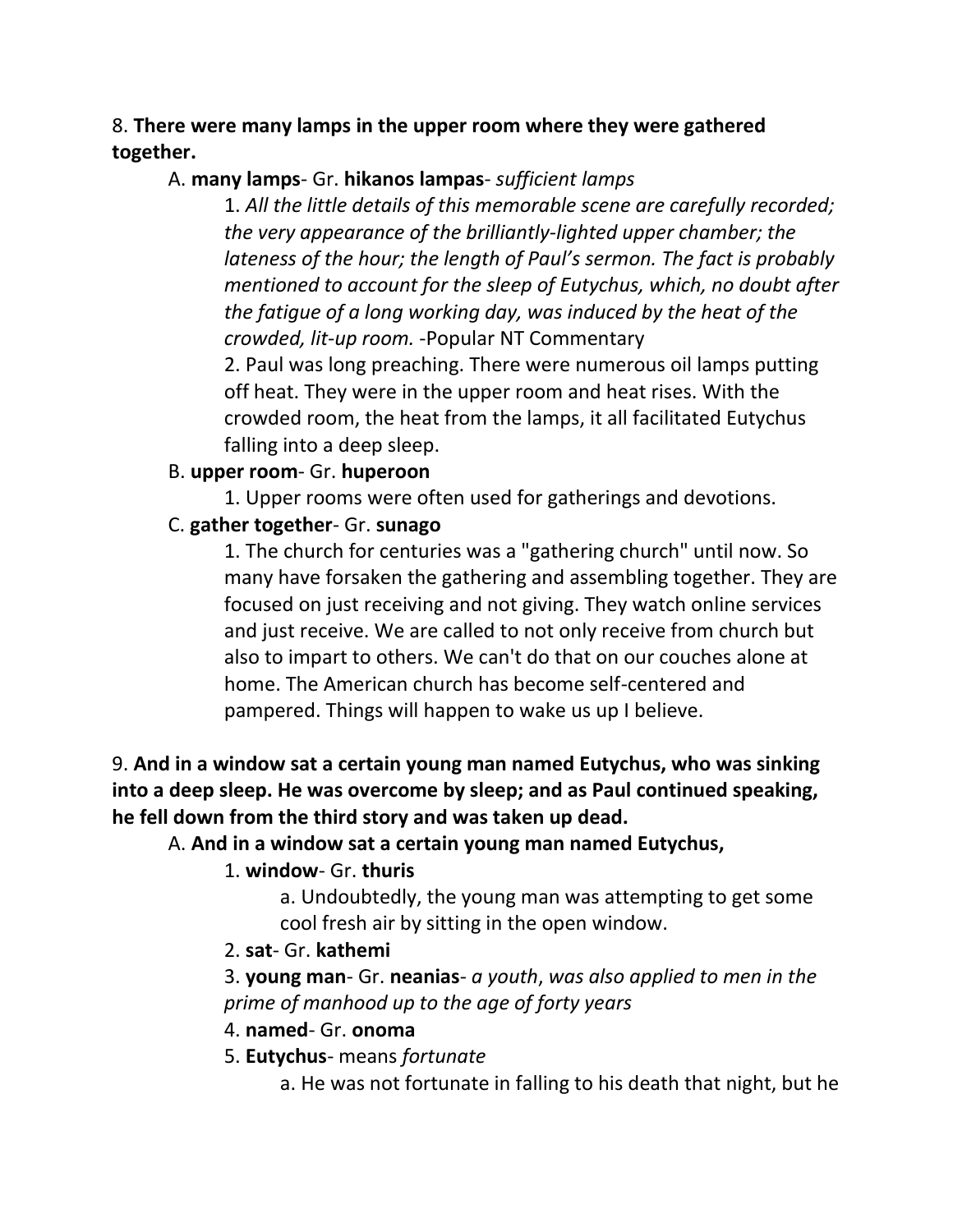8. **There were many lamps in the upper room where they were gathered together.**

A. **many lamps**- Gr. **hikanos lampas**- *sufficient lamps*

1. *All the little details of this memorable scene are carefully recorded; the very appearance of the brilliantly-lighted upper chamber; the lateness of the hour; the length of Paul's sermon. The fact is probably mentioned to account for the sleep of Eutychus, which, no doubt after the fatigue of a long working day, was induced by the heat of the crowded, lit-up room.* -Popular NT Commentary

2. Paul was long preaching. There were numerous oil lamps putting off heat. They were in the upper room and heat rises. With the crowded room, the heat from the lamps, it all facilitated Eutychus falling into a deep sleep.

B. **upper room**- Gr. **huperoon**

1. Upper rooms were often used for gatherings and devotions.

C. **gather together**- Gr. **sunago**

1. The church for centuries was a "gathering church" until now. So many have forsaken the gathering and assembling together. They are focused on just receiving and not giving. They watch online services and just receive. We are called to not only receive from church but also to impart to others. We can't do that on our couches alone at home. The American church has become self-centered and pampered. Things will happen to wake us up I believe.

9. **And in a window sat a certain young man named Eutychus, who was sinking into a deep sleep. He was overcome by sleep; and as Paul continued speaking, he fell down from the third story and was taken up dead.**

A. **And in a window sat a certain young man named Eutychus,**

1. **window**- Gr. **thuris**

a. Undoubtedly, the young man was attempting to get some cool fresh air by sitting in the open window.

2. **sat**- Gr. **kathemi**

3. **young man**- Gr. **neanias**- *a youth*, *was also applied to men in the prime of manhood up to the age of forty years*

4. **named**- Gr. **onoma**

5. **Eutychus**- means *fortunate*

a. He was not fortunate in falling to his death that night, but he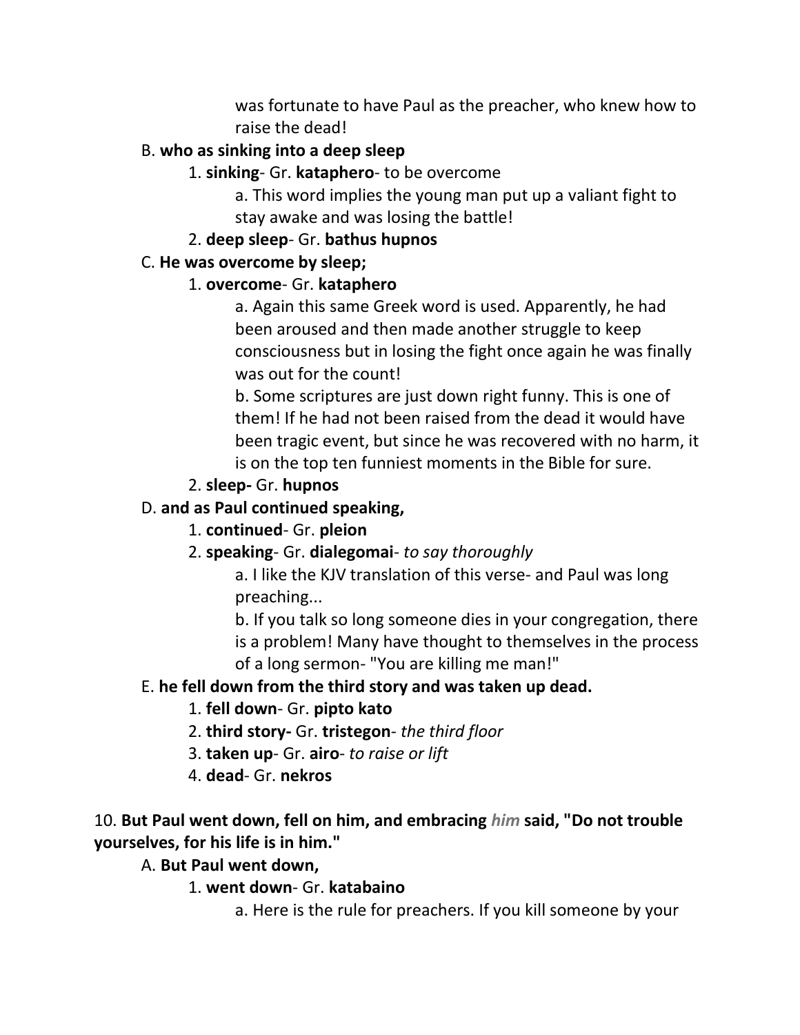was fortunate to have Paul as the preacher, who knew how to raise the dead!

B. **who as sinking into a deep sleep**

1. **sinking**- Gr. **kataphero**- to be overcome

a. This word implies the young man put up a valiant fight to stay awake and was losing the battle!

2. **deep sleep**- Gr. **bathus hupnos**

C. **He was overcome by sleep;**

1. **overcome**- Gr. **kataphero**

a. Again this same Greek word is used. Apparently, he had been aroused and then made another struggle to keep consciousness but in losing the fight once again he was finally was out for the count!

b. Some scriptures are just down right funny. This is one of them! If he had not been raised from the dead it would have been tragic event, but since he was recovered with no harm, it is on the top ten funniest moments in the Bible for sure.

2. **sleep-** Gr. **hupnos**

D. **and as Paul continued speaking,**

1. **continued**- Gr. **pleion**

2. **speaking**- Gr. **dialegomai**- *to say thoroughly*

a. I like the KJV translation of this verse- and Paul was long preaching...

b. If you talk so long someone dies in your congregation, there is a problem! Many have thought to themselves in the process of a long sermon- "You are killing me man!"

E. **he fell down from the third story and was taken up dead.**

1. **fell down**- Gr. **pipto kato**

2. **third story-** Gr. **tristegon**- *the third floor*

3. **taken up**- Gr. **airo**- *to raise or lift*

4. **dead**- Gr. **nekros**

10. **But Paul went down, fell on him, and embracing *him* said, "Do not trouble yourselves, for his life is in him."**

A. **But Paul went down,**

1. **went down**- Gr. **katabaino**

a. Here is the rule for preachers. If you kill someone by your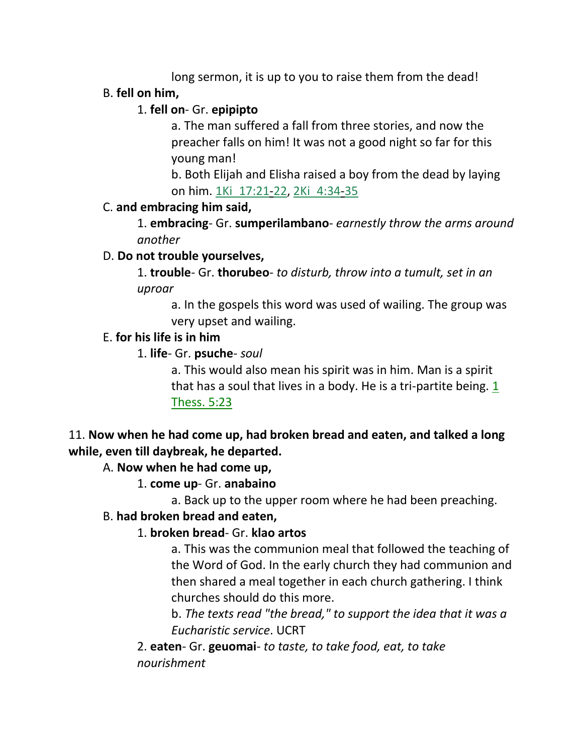long sermon, it is up to you to raise them from the dead!

B. **fell on him,**

1. **fell on**- Gr. **epipipto**

a. The man suffered a fall from three stories, and now the preacher falls on him! It was not a good night so far for this young man!

b. Both Elijah and Elisha raised a boy from the dead by laying on him. 1Ki_17:21-22, 2Ki_4:34-35

C. **and embracing him said,**

1. **embracing**- Gr. **sumperilambano**- *earnestly throw the arms around another*

D. **Do not trouble yourselves,**

1. **trouble**- Gr. **thorubeo**- *to disturb, throw into a tumult, set in an uproar*

a. In the gospels this word was used of wailing. The group was very upset and wailing.

E. **for his life is in him**

1. **life**- Gr. **psuche**- *soul*

a. This would also mean his spirit was in him. Man is a spirit that has a soul that lives in a body. He is a tri-partite being. 1 Thess. 5:23

11. **Now when he had come up, had broken bread and eaten, and talked a long while, even till daybreak, he departed.**

A. **Now when he had come up,**

1. **come up**- Gr. **anabaino**

a. Back up to the upper room where he had been preaching.

B. **had broken bread and eaten,**

1. **broken bread**- Gr. **klao artos**

a. This was the communion meal that followed the teaching of the Word of God. In the early church they had communion and then shared a meal together in each church gathering. I think churches should do this more.

b. *The texts read "the bread," to support the idea that it was a Eucharistic service*. UCRT

2. **eaten**- Gr. **geuomai**- *to taste, to take food, eat, to take nourishment*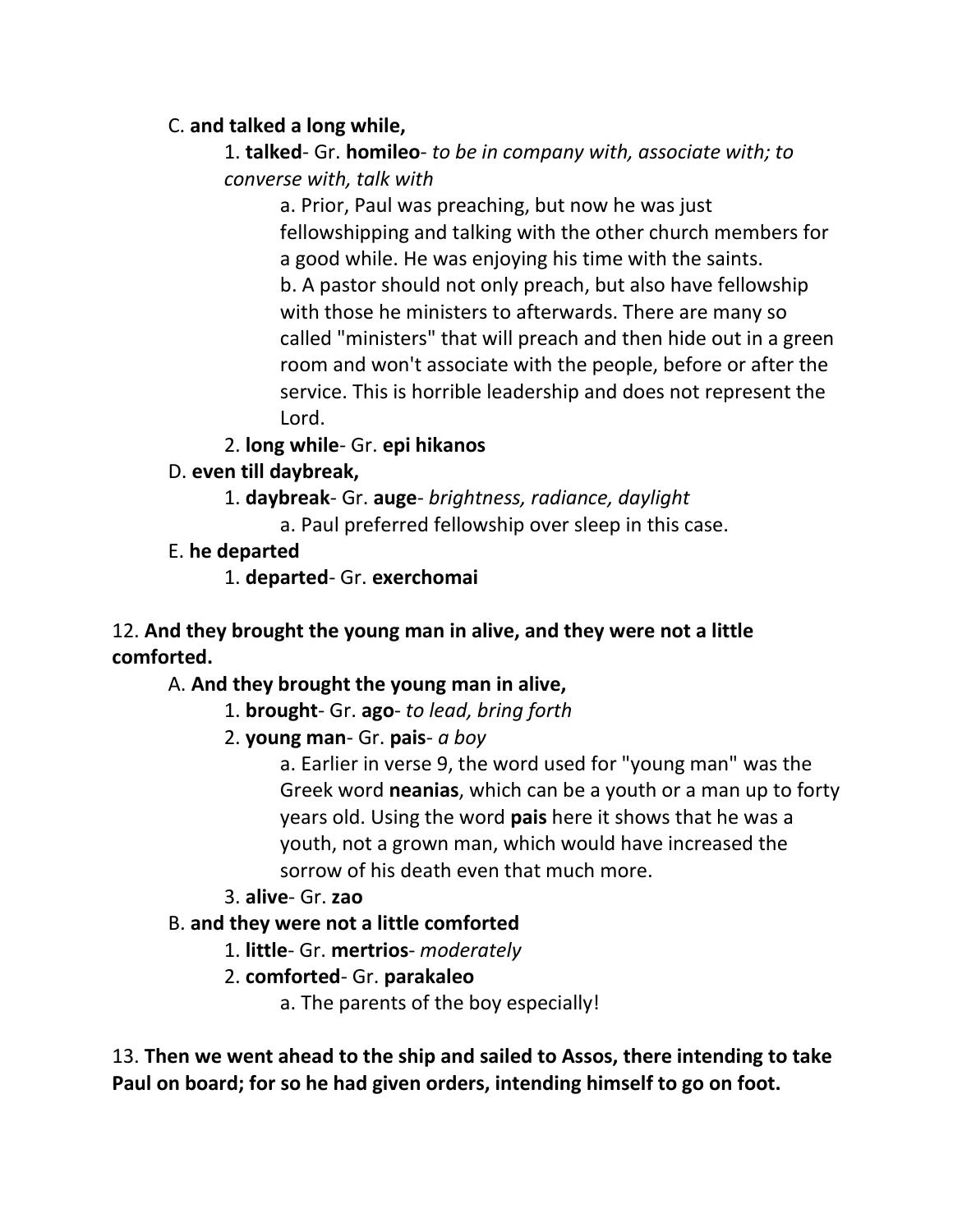C. **and talked a long while,**

1. **talked**- Gr. **homileo**- *to be in company with, associate with; to converse with, talk with*

a. Prior, Paul was preaching, but now he was just fellowshipping and talking with the other church members for a good while. He was enjoying his time with the saints.

b. A pastor should not only preach, but also have fellowship with those he ministers to afterwards. There are many so called "ministers" that will preach and then hide out in a green room and won't associate with the people, before or after the service. This is horrible leadership and does not represent the Lord.

2. **long while**- Gr. **epi hikanos**

D. **even till daybreak,**

1. **daybreak**- Gr. **auge**- *brightness, radiance, daylight*

a. Paul preferred fellowship over sleep in this case.

E. **he departed**

1. **departed**- Gr. **exerchomai**

12. **And they brought the young man in alive, and they were not a little comforted.**

A. **And they brought the young man in alive,**

1. **brought**- Gr. **ago**- *to lead, bring forth*

2. **young man**- Gr. **pais**- *a boy*

a. Earlier in verse 9, the word used for "young man" was the Greek word **neanias**, which can be a youth or a man up to forty years old. Using the word **pais** here it shows that he was a youth, not a grown man, which would have increased the sorrow of his death even that much more.

3. **alive**- Gr. **zao**

B. **and they were not a little comforted**

1. **little**- Gr. **mertrios**- *moderately*

2. **comforted**- Gr. **parakaleo**

a. The parents of the boy especially!

13. **Then we went ahead to the ship and sailed to Assos, there intending to take Paul on board; for so he had given orders, intending himself to go on foot.**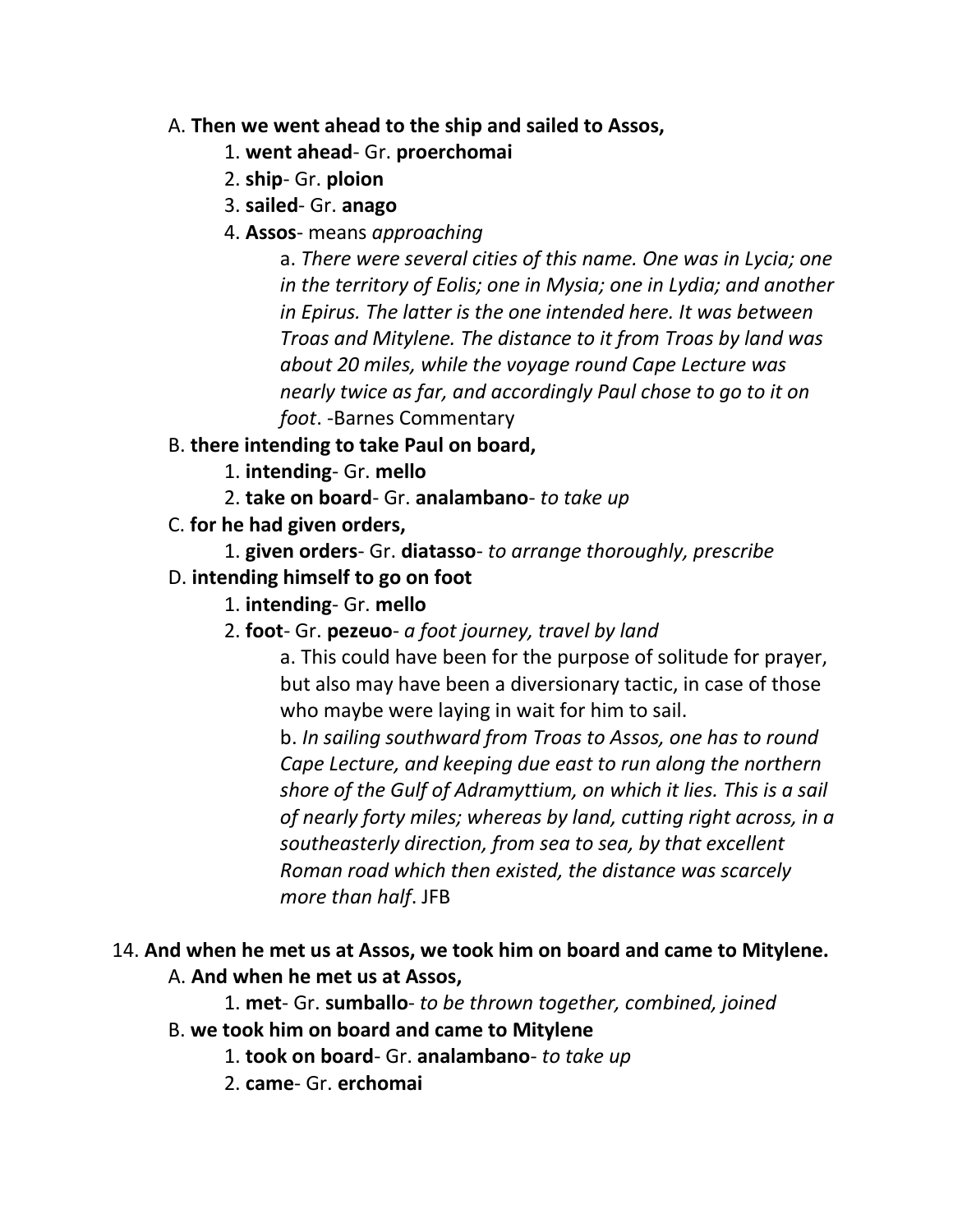A. **Then we went ahead to the ship and sailed to Assos,**

1. **went ahead**- Gr. **proerchomai**
2. **ship**- Gr. **ploion**
3. **sailed**- Gr. **anago**
4. **Assos**- means *approaching*

    a. *There were several cities of this name. One was in Lycia; one in the territory of Eolis; one in Mysia; one in Lydia; and another in Epirus. The latter is the one intended here. It was between Troas and Mitylene. The distance to it from Troas by land was about 20 miles, while the voyage round Cape Lecture was nearly twice as far, and accordingly Paul chose to go to it on foot*. -Barnes Commentary

B. **there intending to take Paul on board,**

1. **intending**- Gr. **mello**
2. **take on board**- Gr. **analambano**- *to take up*

C. **for he had given orders,**

1. **given orders**- Gr. **diatasso**- *to arrange thoroughly, prescribe*

D. **intending himself to go on foot**

1. **intending**- Gr. **mello**
2. **foot**- Gr. **pezeuo**- *a foot journey, travel by land*

    a. This could have been for the purpose of solitude for prayer, but also may have been a diversionary tactic, in case of those who maybe were laying in wait for him to sail.

    b. *In sailing southward from Troas to Assos, one has to round Cape Lecture, and keeping due east to run along the northern shore of the Gulf of Adramyttium, on which it lies. This is a sail of nearly forty miles; whereas by land, cutting right across, in a southeasterly direction, from sea to sea, by that excellent Roman road which then existed, the distance was scarcely more than half*. JFB

14. **And when he met us at Assos, we took him on board and came to Mitylene.**

A. **And when he met us at Assos,**

1. **met**- Gr. **sumballo**- *to be thrown together, combined, joined*

B. **we took him on board and came to Mitylene**

1. **took on board**- Gr. **analambano**- *to take up*
2. **came**- Gr. **erchomai**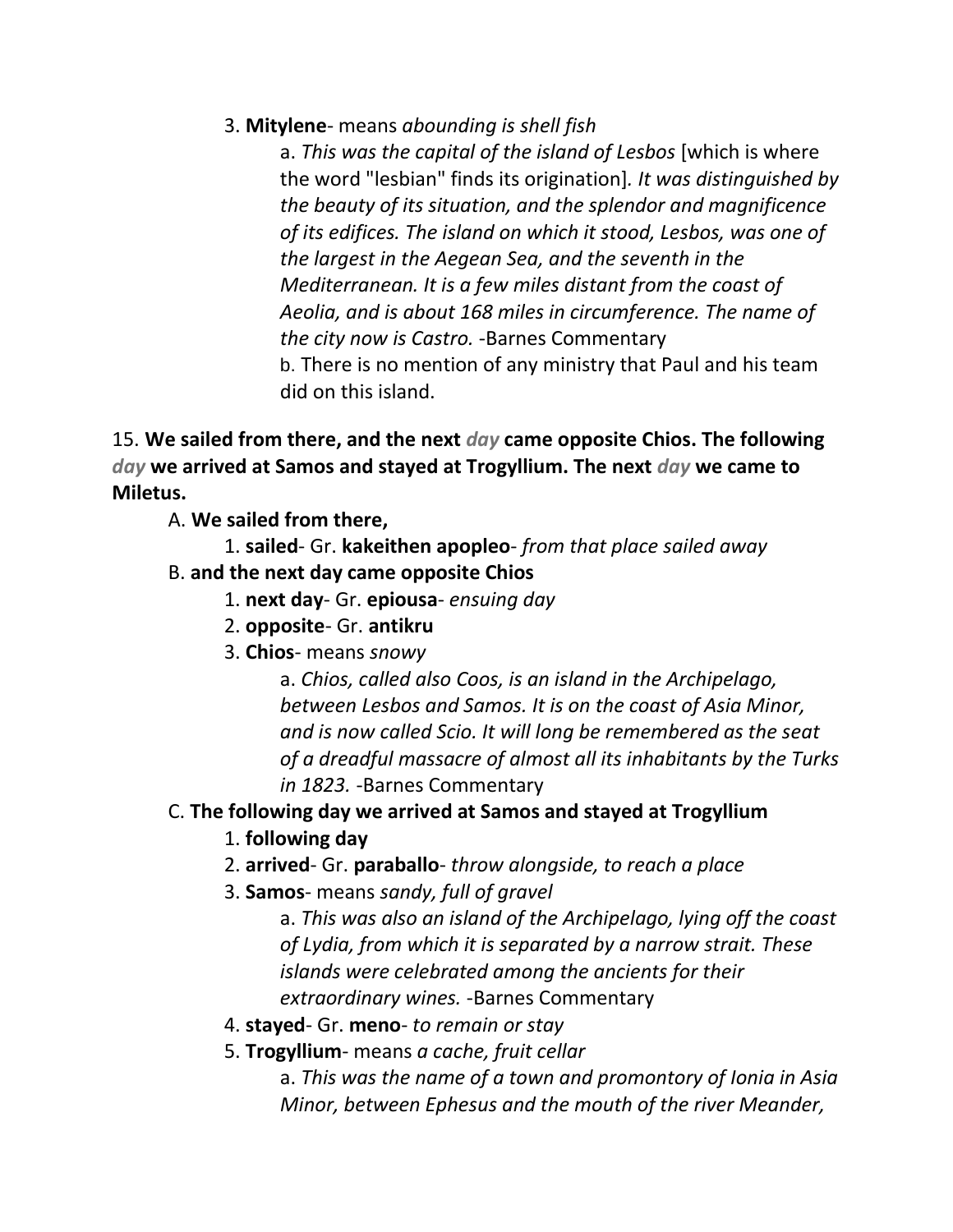3. **Mitylene**- means *abounding is shell fish*

a. *This was the capital of the island of Lesbos* [which is where the word "lesbian" finds its origination]*. It was distinguished by the beauty of its situation, and the splendor and magnificence of its edifices. The island on which it stood, Lesbos, was one of the largest in the Aegean Sea, and the seventh in the Mediterranean. It is a few miles distant from the coast of Aeolia, and is about 168 miles in circumference. The name of the city now is Castro.* -Barnes Commentary

b. There is no mention of any ministry that Paul and his team did on this island.

15. **We sailed from there, and the next *day* came opposite Chios. The following *day* we arrived at Samos and stayed at Trogyllium. The next *day* we came to Miletus.**

A. **We sailed from there,**

1. **sailed**- Gr. **kakeithen apopleo**- *from that place sailed away*

B. **and the next day came opposite Chios**

1. **next day**- Gr. **epiousa**- *ensuing day*
2. **opposite**- Gr. **antikru**
3. **Chios**- means *snowy*

a. *Chios, called also Coos, is an island in the Archipelago, between Lesbos and Samos. It is on the coast of Asia Minor, and is now called Scio. It will long be remembered as the seat of a dreadful massacre of almost all its inhabitants by the Turks in 1823.* -Barnes Commentary

C. **The following day we arrived at Samos and stayed at Trogyllium**

1. **following day**
2. **arrived**- Gr. **paraballo**- *throw alongside, to reach a place*
3. **Samos**- means *sandy, full of gravel*

a. *This was also an island of the Archipelago, lying off the coast of Lydia, from which it is separated by a narrow strait. These islands were celebrated among the ancients for their extraordinary wines.* -Barnes Commentary

4. **stayed**- Gr. **meno**- *to remain or stay*
5. **Trogyllium**- means *a cache, fruit cellar*

a. *This was the name of a town and promontory of Ionia in Asia Minor, between Ephesus and the mouth of the river Meander,*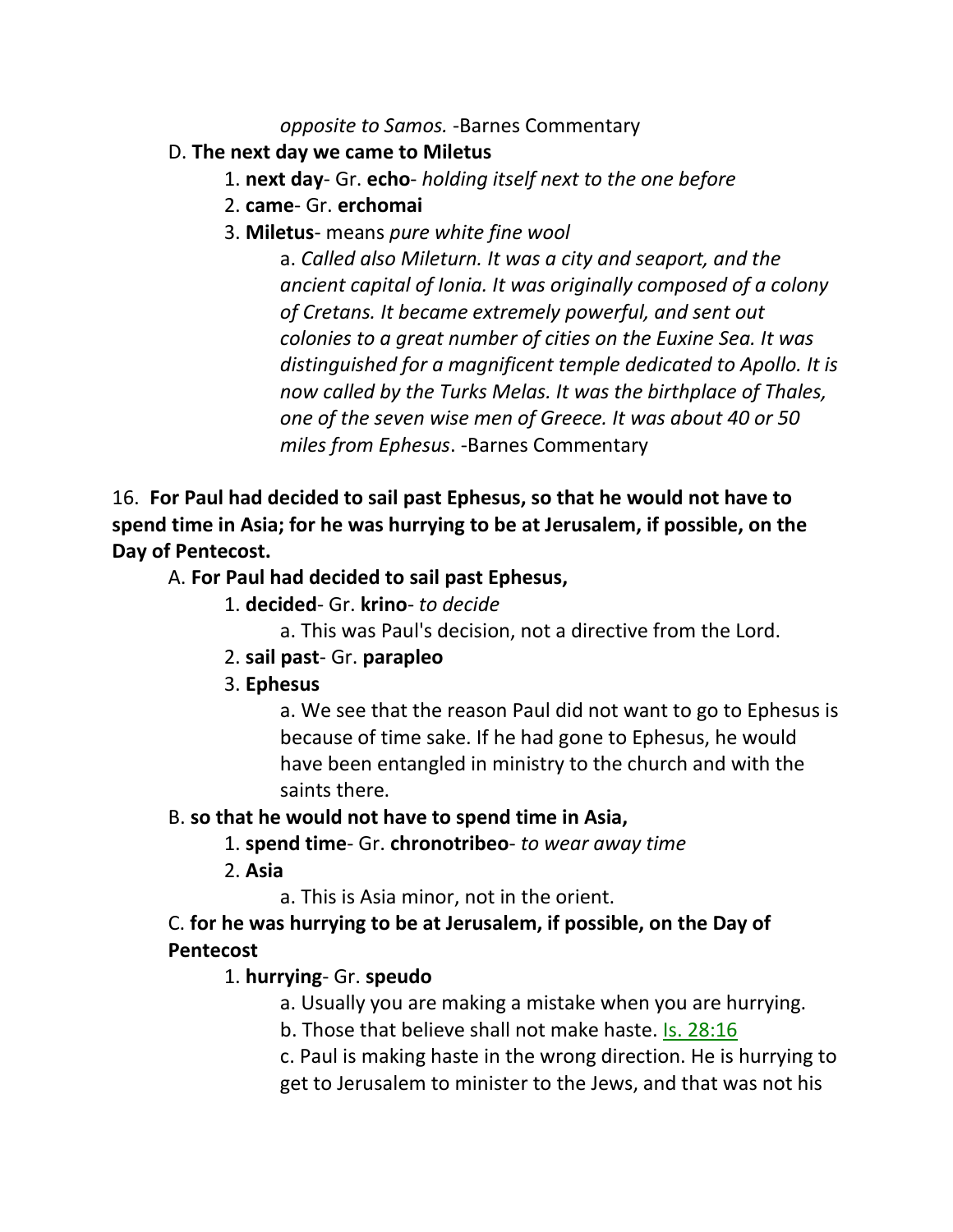*opposite to Samos.* -Barnes Commentary

D. **The next day we came to Miletus**

1. **next day**- Gr. **echo**- *holding itself next to the one before*
2. **came**- Gr. **erchomai**
3. **Miletus**- means *pure white fine wool*

a. *Called also Mileturn. It was a city and seaport, and the ancient capital of Ionia. It was originally composed of a colony of Cretans. It became extremely powerful, and sent out colonies to a great number of cities on the Euxine Sea. It was distinguished for a magnificent temple dedicated to Apollo. It is now called by the Turks Melas. It was the birthplace of Thales, one of the seven wise men of Greece. It was about 40 or 50 miles from Ephesus*. -Barnes Commentary

16. **For Paul had decided to sail past Ephesus, so that he would not have to spend time in Asia; for he was hurrying to be at Jerusalem, if possible, on the Day of Pentecost.**

A. **For Paul had decided to sail past Ephesus,**

1. **decided**- Gr. **krino**- *to decide*

a. This was Paul's decision, not a directive from the Lord.

2. **sail past**- Gr. **parapleo**
3. **Ephesus**

a. We see that the reason Paul did not want to go to Ephesus is because of time sake. If he had gone to Ephesus, he would have been entangled in ministry to the church and with the saints there.

B. **so that he would not have to spend time in Asia,**

1. **spend time**- Gr. **chronotribeo**- *to wear away time*
2. **Asia**

a. This is Asia minor, not in the orient.

C. **for he was hurrying to be at Jerusalem, if possible, on the Day of Pentecost**

1. **hurrying**- Gr. **speudo**

a. Usually you are making a mistake when you are hurrying.

b. Those that believe shall not make haste. Is. 28:16

c. Paul is making haste in the wrong direction. He is hurrying to get to Jerusalem to minister to the Jews, and that was not his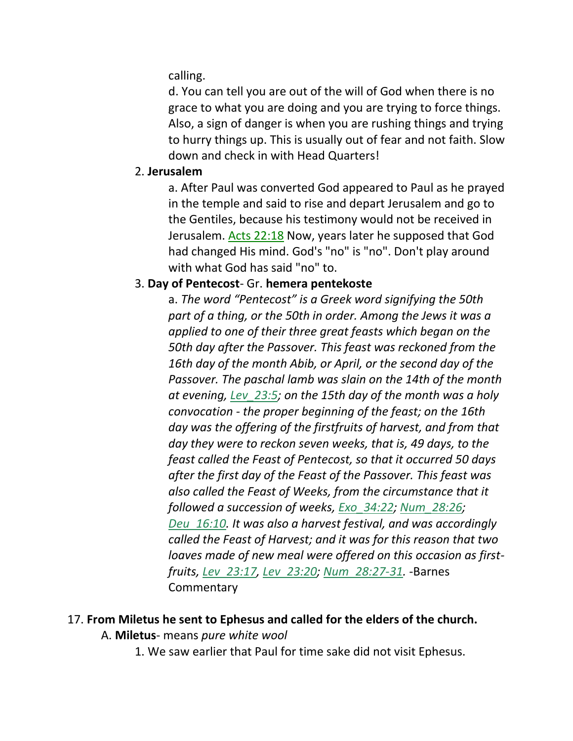calling.

d. You can tell you are out of the will of God when there is no grace to what you are doing and you are trying to force things. Also, a sign of danger is when you are rushing things and trying to hurry things up. This is usually out of fear and not faith. Slow down and check in with Head Quarters!

2. **Jerusalem**

a. After Paul was converted God appeared to Paul as he prayed in the temple and said to rise and depart Jerusalem and go to the Gentiles, because his testimony would not be received in Jerusalem. Acts 22:18 Now, years later he supposed that God had changed His mind. God's "no" is "no". Don't play around with what God has said "no" to.

3. **Day of Pentecost**- Gr. **hemera pentekoste**

a. *The word "Pentecost" is a Greek word signifying the 50th part of a thing, or the 50th in order. Among the Jews it was a applied to one of their three great feasts which began on the 50th day after the Passover. This feast was reckoned from the 16th day of the month Abib, or April, or the second day of the Passover. The paschal lamb was slain on the 14th of the month at evening, Lev_23:5; on the 15th day of the month was a holy convocation - the proper beginning of the feast; on the 16th day was the offering of the firstfruits of harvest, and from that day they were to reckon seven weeks, that is, 49 days, to the feast called the Feast of Pentecost, so that it occurred 50 days after the first day of the Feast of the Passover. This feast was also called the Feast of Weeks, from the circumstance that it followed a succession of weeks, Exo_34:22; Num_28:26; Deu_16:10. It was also a harvest festival, and was accordingly called the Feast of Harvest; and it was for this reason that two loaves made of new meal were offered on this occasion as first-fruits, Lev_23:17, Lev_23:20; Num_28:27-31.* -Barnes Commentary

17. **From Miletus he sent to Ephesus and called for the elders of the church.**

A. **Miletus**- means *pure white wool*

1. We saw earlier that Paul for time sake did not visit Ephesus.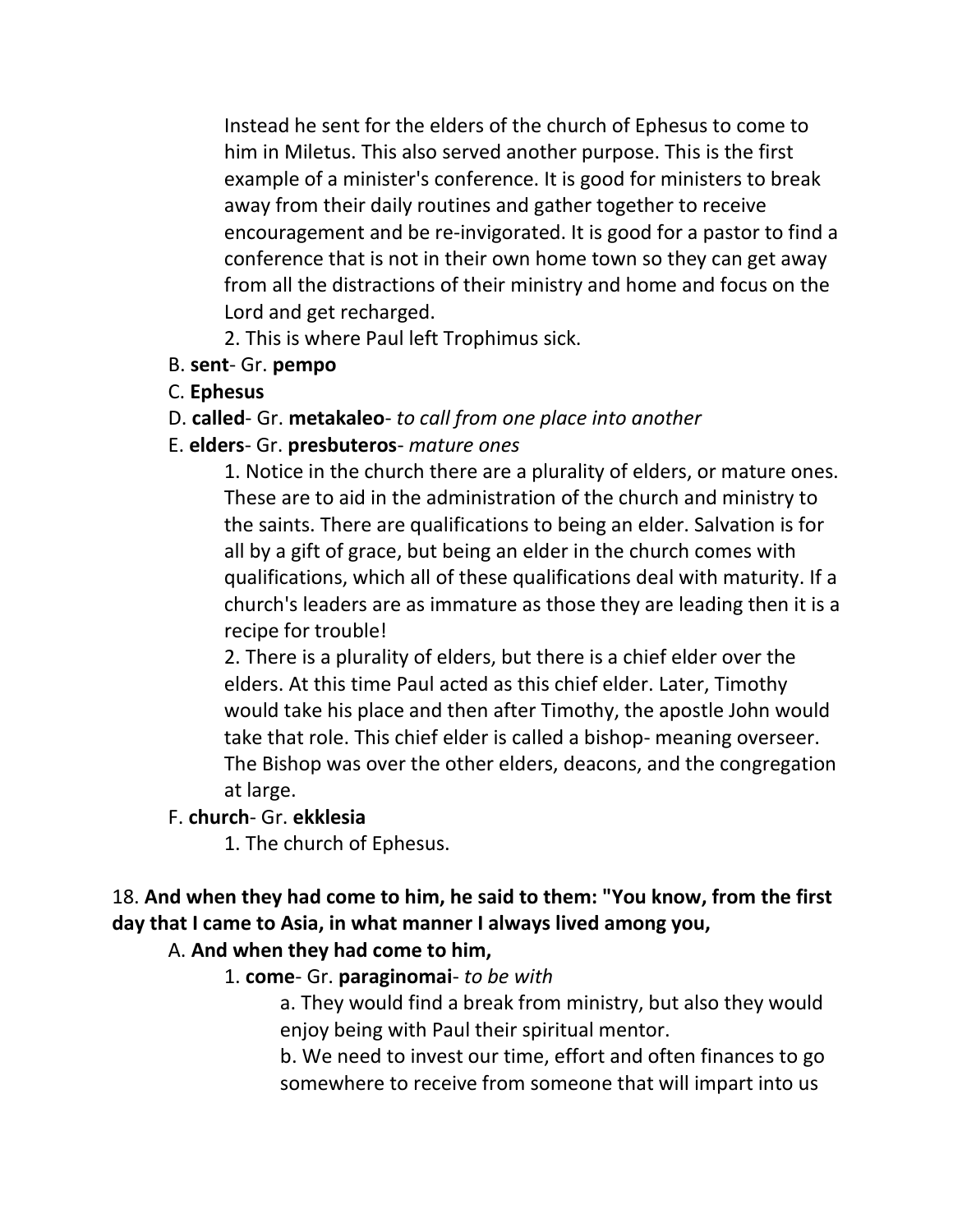Instead he sent for the elders of the church of Ephesus to come to him in Miletus. This also served another purpose. This is the first example of a minister's conference. It is good for ministers to break away from their daily routines and gather together to receive encouragement and be re-invigorated. It is good for a pastor to find a conference that is not in their own home town so they can get away from all the distractions of their ministry and home and focus on the Lord and get recharged.

2. This is where Paul left Trophimus sick.

B. **sent**- Gr. **pempo**

C. **Ephesus**

D. **called**- Gr. **metakaleo**- *to call from one place into another*

E. **elders**- Gr. **presbuteros**- *mature ones*

1. Notice in the church there are a plurality of elders, or mature ones. These are to aid in the administration of the church and ministry to the saints. There are qualifications to being an elder. Salvation is for all by a gift of grace, but being an elder in the church comes with qualifications, which all of these qualifications deal with maturity. If a church's leaders are as immature as those they are leading then it is a recipe for trouble!

2. There is a plurality of elders, but there is a chief elder over the elders. At this time Paul acted as this chief elder. Later, Timothy would take his place and then after Timothy, the apostle John would take that role. This chief elder is called a bishop- meaning overseer. The Bishop was over the other elders, deacons, and the congregation at large.

F. **church**- Gr. **ekklesia**

1. The church of Ephesus.

18. **And when they had come to him, he said to them: "You know, from the first day that I came to Asia, in what manner I always lived among you,**

A. **And when they had come to him,**

1. **come**- Gr. **paraginomai**- *to be with*

a. They would find a break from ministry, but also they would enjoy being with Paul their spiritual mentor.

b. We need to invest our time, effort and often finances to go somewhere to receive from someone that will impart into us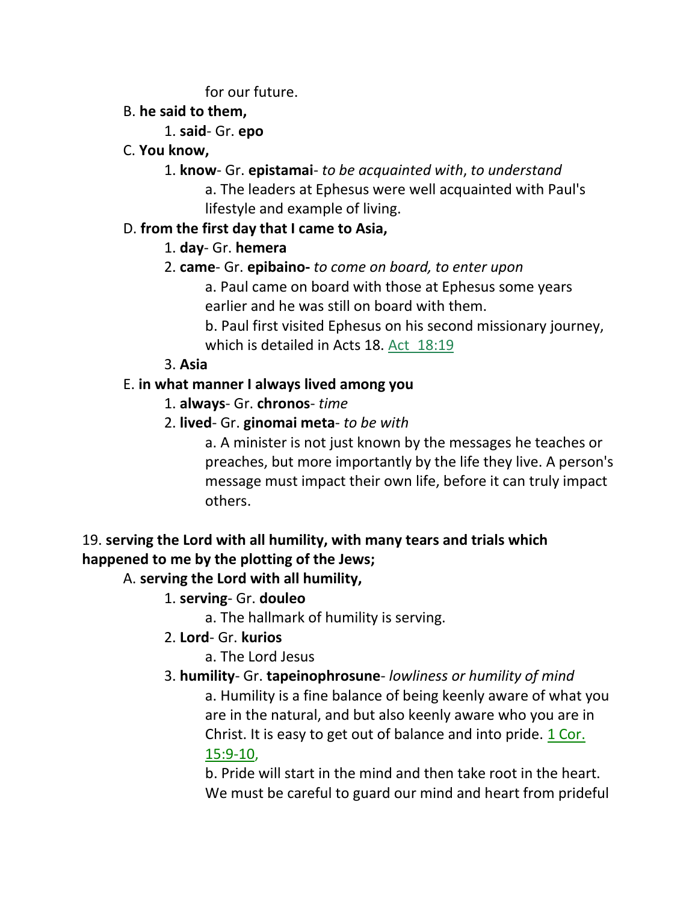for our future.

B. **he said to them,**

1. **said**- Gr. **epo**

C. **You know,**

1. **know**- Gr. **epistamai**- *to be acquainted with*, *to understand*

a. The leaders at Ephesus were well acquainted with Paul's lifestyle and example of living.

D. **from the first day that I came to Asia,**

1. **day**- Gr. **hemera**

2. **came**- Gr. **epibaino-** *to come on board, to enter upon*

a. Paul came on board with those at Ephesus some years earlier and he was still on board with them.

b. Paul first visited Ephesus on his second missionary journey, which is detailed in Acts 18. Act 18:19

3. **Asia**

E. **in what manner I always lived among you**

1. **always**- Gr. **chronos**- *time*

2. **lived**- Gr. **ginomai meta**- *to be with*

a. A minister is not just known by the messages he teaches or preaches, but more importantly by the life they live. A person's message must impact their own life, before it can truly impact others.

19. **serving the Lord with all humility, with many tears and trials which happened to me by the plotting of the Jews;**

A. **serving the Lord with all humility,**

1. **serving**- Gr. **douleo**

a. The hallmark of humility is serving.

2. **Lord**- Gr. **kurios**

a. The Lord Jesus

3. **humility**- Gr. **tapeinophrosune**- *lowliness or humility of mind*

a. Humility is a fine balance of being keenly aware of what you are in the natural, and but also keenly aware who you are in Christ. It is easy to get out of balance and into pride. 1 Cor. 15:9-10,

b. Pride will start in the mind and then take root in the heart. We must be careful to guard our mind and heart from prideful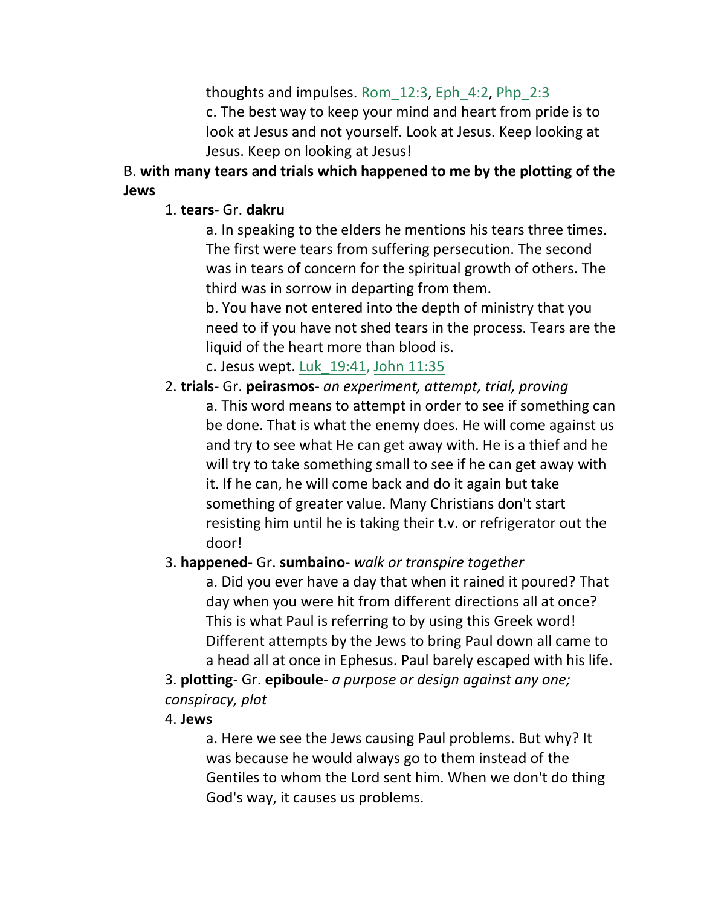thoughts and impulses. Rom_12:3, Eph_4:2, Php_2:3

c. The best way to keep your mind and heart from pride is to look at Jesus and not yourself. Look at Jesus. Keep looking at Jesus. Keep on looking at Jesus!

B. **with many tears and trials which happened to me by the plotting of the Jews**

1. **tears**- Gr. **dakru**

a. In speaking to the elders he mentions his tears three times. The first were tears from suffering persecution. The second was in tears of concern for the spiritual growth of others. The third was in sorrow in departing from them.

b. You have not entered into the depth of ministry that you need to if you have not shed tears in the process. Tears are the liquid of the heart more than blood is.

c. Jesus wept. Luk_19:41, John 11:35

2. **trials**- Gr. **peirasmos**- *an experiment, attempt, trial, proving*

a. This word means to attempt in order to see if something can be done. That is what the enemy does. He will come against us and try to see what He can get away with. He is a thief and he will try to take something small to see if he can get away with it. If he can, he will come back and do it again but take something of greater value. Many Christians don't start resisting him until he is taking their t.v. or refrigerator out the door!

3. **happened**- Gr. **sumbaino**- *walk or transpire together*

a. Did you ever have a day that when it rained it poured? That day when you were hit from different directions all at once? This is what Paul is referring to by using this Greek word! Different attempts by the Jews to bring Paul down all came to a head all at once in Ephesus. Paul barely escaped with his life.

3. **plotting**- Gr. **epiboule**- *a purpose or design against any one; conspiracy, plot*

4. **Jews**

a. Here we see the Jews causing Paul problems. But why? It was because he would always go to them instead of the Gentiles to whom the Lord sent him. When we don't do thing God's way, it causes us problems.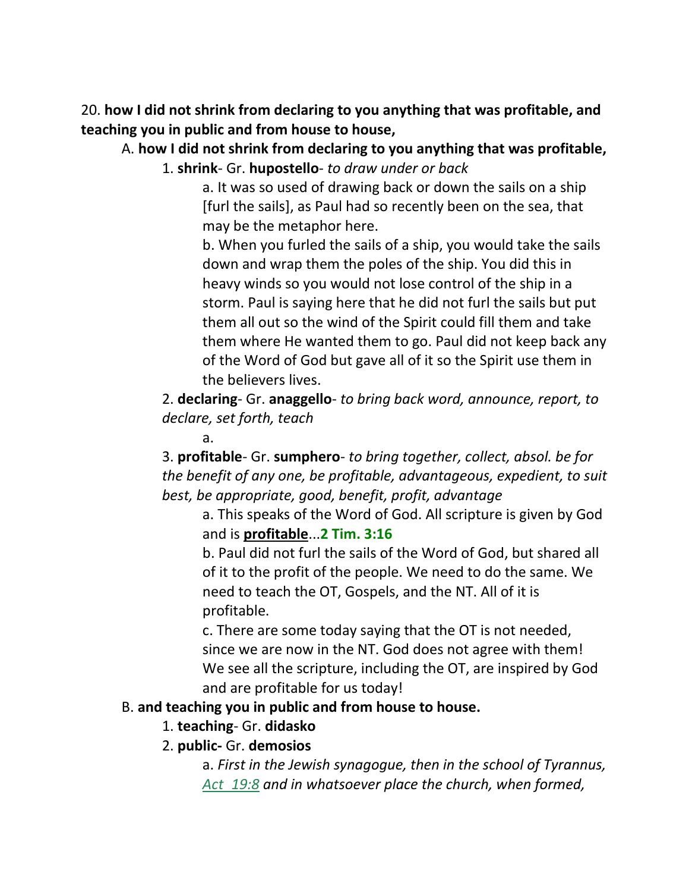20. **how I did not shrink from declaring to you anything that was profitable, and teaching you in public and from house to house,**

A. **how I did not shrink from declaring to you anything that was profitable,**

1. **shrink**- Gr. **hupostello**- *to draw under or back*

a. It was so used of drawing back or down the sails on a ship [furl the sails], as Paul had so recently been on the sea, that may be the metaphor here.

b. When you furled the sails of a ship, you would take the sails down and wrap them the poles of the ship. You did this in heavy winds so you would not lose control of the ship in a storm. Paul is saying here that he did not furl the sails but put them all out so the wind of the Spirit could fill them and take them where He wanted them to go. Paul did not keep back any of the Word of God but gave all of it so the Spirit use them in the believers lives.

2. **declaring**- Gr. **anaggello**- *to bring back word, announce, report, to declare, set forth, teach*

a.

3. **profitable**- Gr. **sumphero**- *to bring together, collect, absol. be for the benefit of any one, be profitable, advantageous, expedient, to suit best, be appropriate, good, benefit, profit, advantage*

a. This speaks of the Word of God. All scripture is given by God and is **profitable**...**2 Tim. 3:16**

b. Paul did not furl the sails of the Word of God, but shared all of it to the profit of the people. We need to do the same. We need to teach the OT, Gospels, and the NT. All of it is profitable.

c. There are some today saying that the OT is not needed, since we are now in the NT. God does not agree with them! We see all the scripture, including the OT, are inspired by God and are profitable for us today!

B. **and teaching you in public and from house to house.**

1. **teaching**- Gr. **didasko**

2. **public-** Gr. **demosios**

a. *First in the Jewish synagogue, then in the school of Tyrannus, Act 19:8 and in whatsoever place the church, when formed,*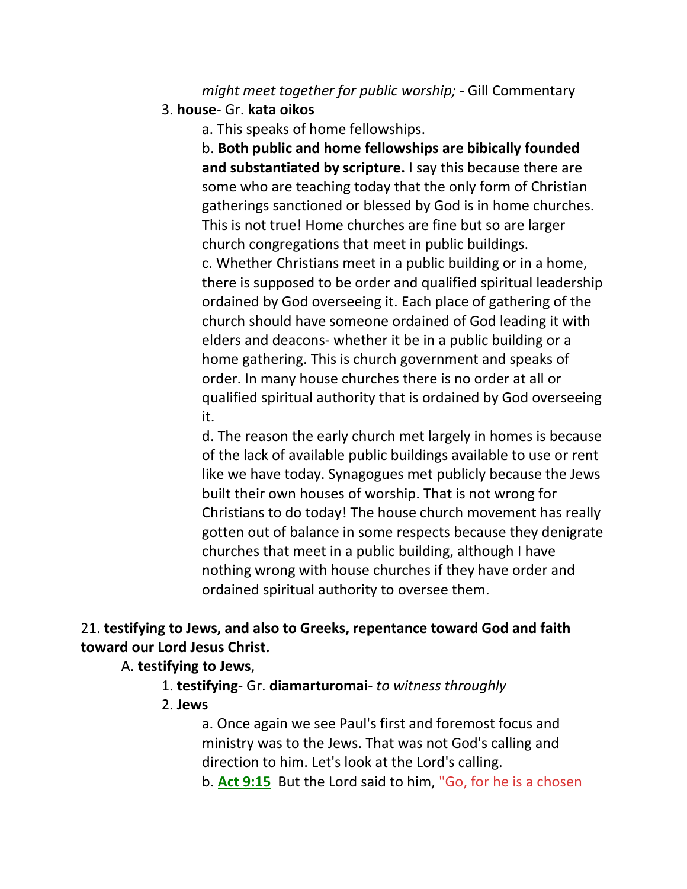*might meet together for public worship;* - Gill Commentary

3. **house**- Gr. **kata oikos**

a. This speaks of home fellowships.

b. **Both public and home fellowships are bibically founded and substantiated by scripture.** I say this because there are some who are teaching today that the only form of Christian gatherings sanctioned or blessed by God is in home churches. This is not true! Home churches are fine but so are larger church congregations that meet in public buildings.

c. Whether Christians meet in a public building or in a home, there is supposed to be order and qualified spiritual leadership ordained by God overseeing it. Each place of gathering of the church should have someone ordained of God leading it with elders and deacons- whether it be in a public building or a home gathering. This is church government and speaks of order. In many house churches there is no order at all or qualified spiritual authority that is ordained by God overseeing it.

d. The reason the early church met largely in homes is because of the lack of available public buildings available to use or rent like we have today. Synagogues met publicly because the Jews built their own houses of worship. That is not wrong for Christians to do today! The house church movement has really gotten out of balance in some respects because they denigrate churches that meet in a public building, although I have nothing wrong with house churches if they have order and ordained spiritual authority to oversee them.

21. **testifying to Jews, and also to Greeks, repentance toward God and faith toward our Lord Jesus Christ.**

A. **testifying to Jews**,

1. **testifying**- Gr. **diamarturomai**- *to witness throughly*

2. **Jews**

a. Once again we see Paul's first and foremost focus and ministry was to the Jews. That was not God's calling and direction to him. Let's look at the Lord's calling.

b. **Act 9:15** But the Lord said to him, "Go, for he is a chosen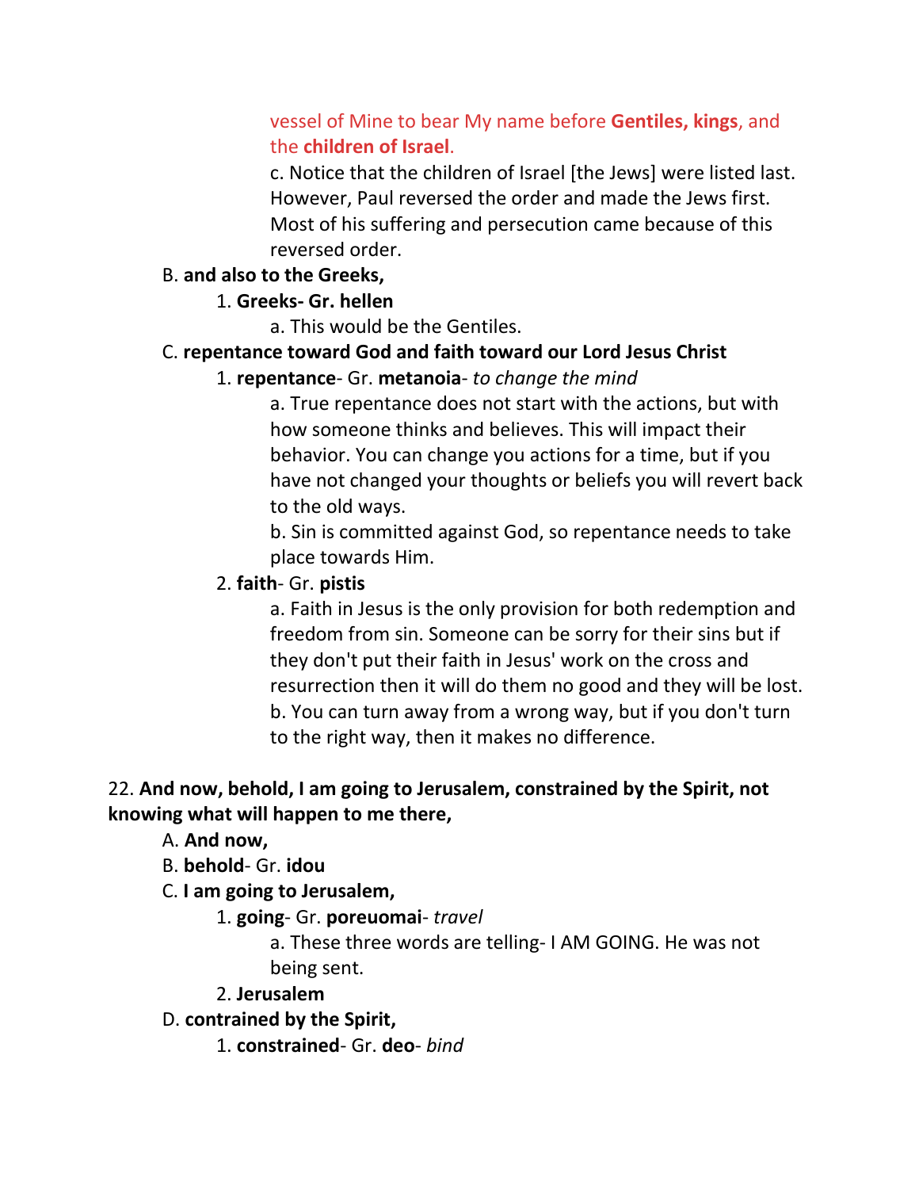vessel of Mine to bear My name before **Gentiles, kings**, and the **children of Israel**.

c. Notice that the children of Israel [the Jews] were listed last. However, Paul reversed the order and made the Jews first. Most of his suffering and persecution came because of this reversed order.

B. **and also to the Greeks,**

1. **Greeks- Gr. hellen**

a. This would be the Gentiles.

C. **repentance toward God and faith toward our Lord Jesus Christ**

1. **repentance**- Gr. **metanoia**- *to change the mind*

a. True repentance does not start with the actions, but with how someone thinks and believes. This will impact their behavior. You can change you actions for a time, but if you have not changed your thoughts or beliefs you will revert back to the old ways.

b. Sin is committed against God, so repentance needs to take place towards Him.

2. **faith**- Gr. **pistis**

a. Faith in Jesus is the only provision for both redemption and freedom from sin. Someone can be sorry for their sins but if they don't put their faith in Jesus' work on the cross and resurrection then it will do them no good and they will be lost.

b. You can turn away from a wrong way, but if you don't turn to the right way, then it makes no difference.

22. **And now, behold, I am going to Jerusalem, constrained by the Spirit, not knowing what will happen to me there,**

A. **And now,**

B. **behold**- Gr. **idou**

C. **I am going to Jerusalem,**

1. **going**- Gr. **poreuomai**- *travel*

a. These three words are telling- I AM GOING. He was not being sent.

2. **Jerusalem**

D. **contrained by the Spirit,**

1. **constrained**- Gr. **deo**- *bind*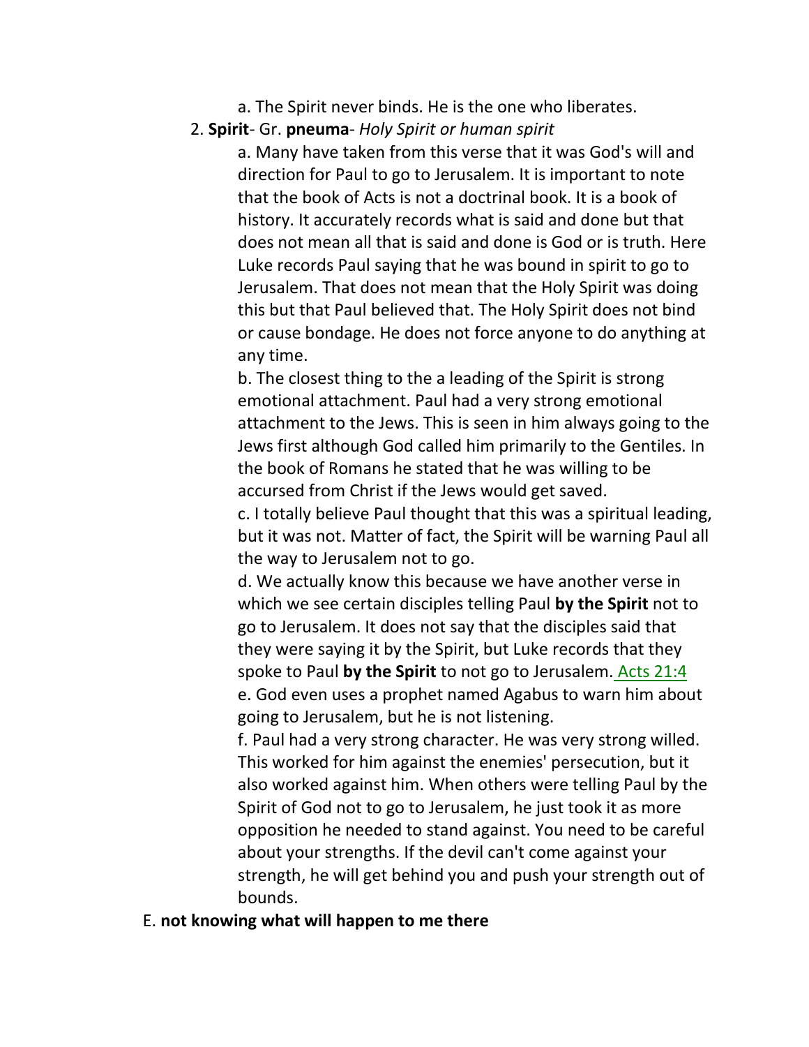a. The Spirit never binds. He is the one who liberates.

2. **Spirit**- Gr. **pneuma**- *Holy Spirit or human spirit*

a. Many have taken from this verse that it was God's will and direction for Paul to go to Jerusalem. It is important to note that the book of Acts is not a doctrinal book. It is a book of history. It accurately records what is said and done but that does not mean all that is said and done is God or is truth. Here Luke records Paul saying that he was bound in spirit to go to Jerusalem. That does not mean that the Holy Spirit was doing this but that Paul believed that. The Holy Spirit does not bind or cause bondage. He does not force anyone to do anything at any time.

b. The closest thing to the a leading of the Spirit is strong emotional attachment. Paul had a very strong emotional attachment to the Jews. This is seen in him always going to the Jews first although God called him primarily to the Gentiles. In the book of Romans he stated that he was willing to be accursed from Christ if the Jews would get saved.

c. I totally believe Paul thought that this was a spiritual leading, but it was not. Matter of fact, the Spirit will be warning Paul all the way to Jerusalem not to go.

d. We actually know this because we have another verse in which we see certain disciples telling Paul **by the Spirit** not to go to Jerusalem. It does not say that the disciples said that they were saying it by the Spirit, but Luke records that they spoke to Paul **by the Spirit** to not go to Jerusalem. Acts 21:4

e. God even uses a prophet named Agabus to warn him about going to Jerusalem, but he is not listening.

f. Paul had a very strong character. He was very strong willed. This worked for him against the enemies' persecution, but it also worked against him. When others were telling Paul by the Spirit of God not to go to Jerusalem, he just took it as more opposition he needed to stand against. You need to be careful about your strengths. If the devil can't come against your strength, he will get behind you and push your strength out of bounds.

E. **not knowing what will happen to me there**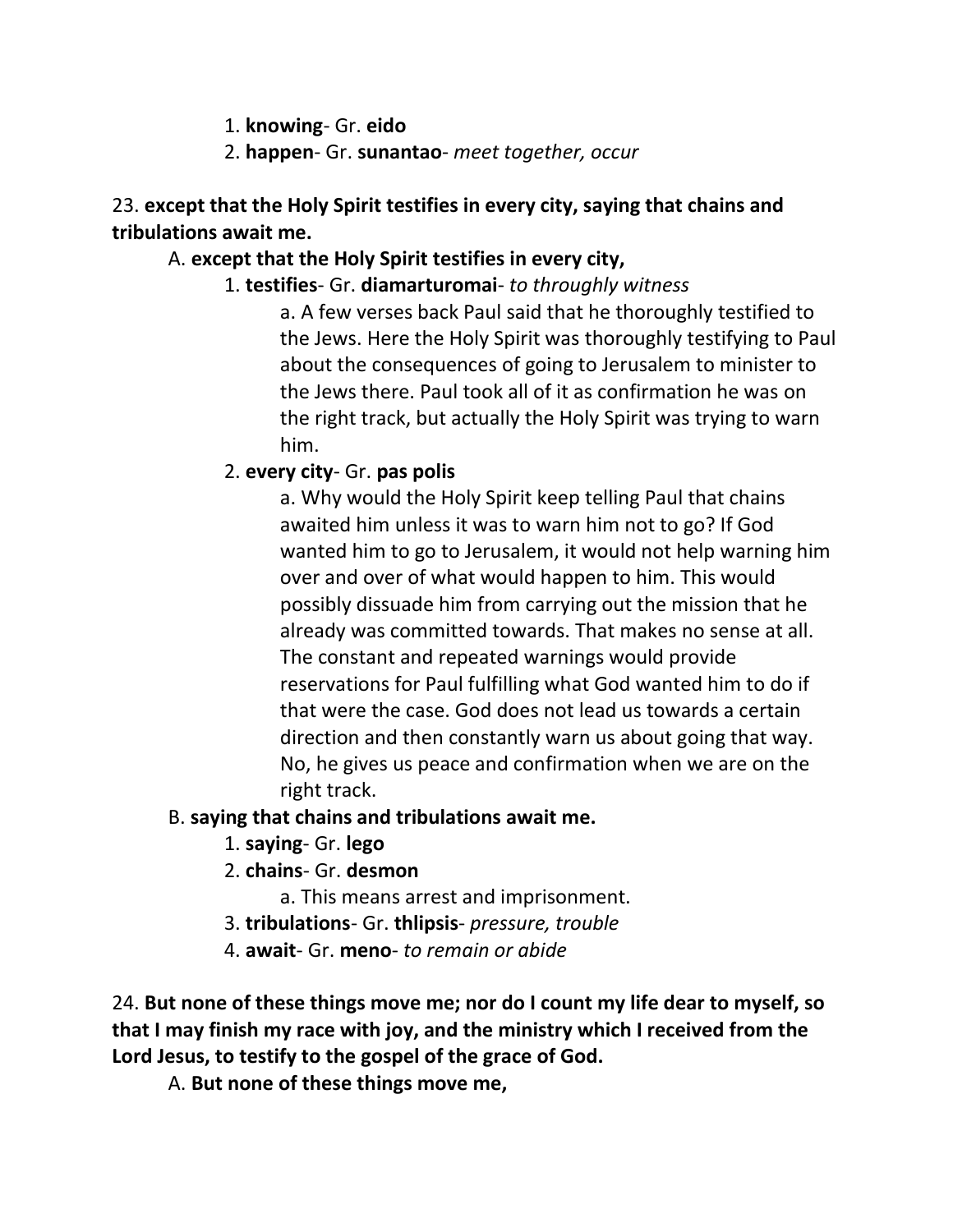1. **knowing**- Gr. **eido**
2. **happen**- Gr. **sunantao**- *meet together, occur*

23. **except that the Holy Spirit testifies in every city, saying that chains and tribulations await me.**

A. **except that the Holy Spirit testifies in every city,**

1. **testifies**- Gr. **diamarturomai**- *to throughly witness*

a. A few verses back Paul said that he thoroughly testified to the Jews. Here the Holy Spirit was thoroughly testifying to Paul about the consequences of going to Jerusalem to minister to the Jews there. Paul took all of it as confirmation he was on the right track, but actually the Holy Spirit was trying to warn him.

2. **every city**- Gr. **pas polis**

a. Why would the Holy Spirit keep telling Paul that chains awaited him unless it was to warn him not to go? If God wanted him to go to Jerusalem, it would not help warning him over and over of what would happen to him. This would possibly dissuade him from carrying out the mission that he already was committed towards. That makes no sense at all. The constant and repeated warnings would provide reservations for Paul fulfilling what God wanted him to do if that were the case. God does not lead us towards a certain direction and then constantly warn us about going that way. No, he gives us peace and confirmation when we are on the right track.

B. **saying that chains and tribulations await me.**

1. **saying**- Gr. **lego**
2. **chains**- Gr. **desmon**

a. This means arrest and imprisonment.

3. **tribulations**- Gr. **thlipsis**- *pressure, trouble*
4. **await**- Gr. **meno**- *to remain or abide*

24. **But none of these things move me; nor do I count my life dear to myself, so that I may finish my race with joy, and the ministry which I received from the Lord Jesus, to testify to the gospel of the grace of God.**

A. **But none of these things move me,**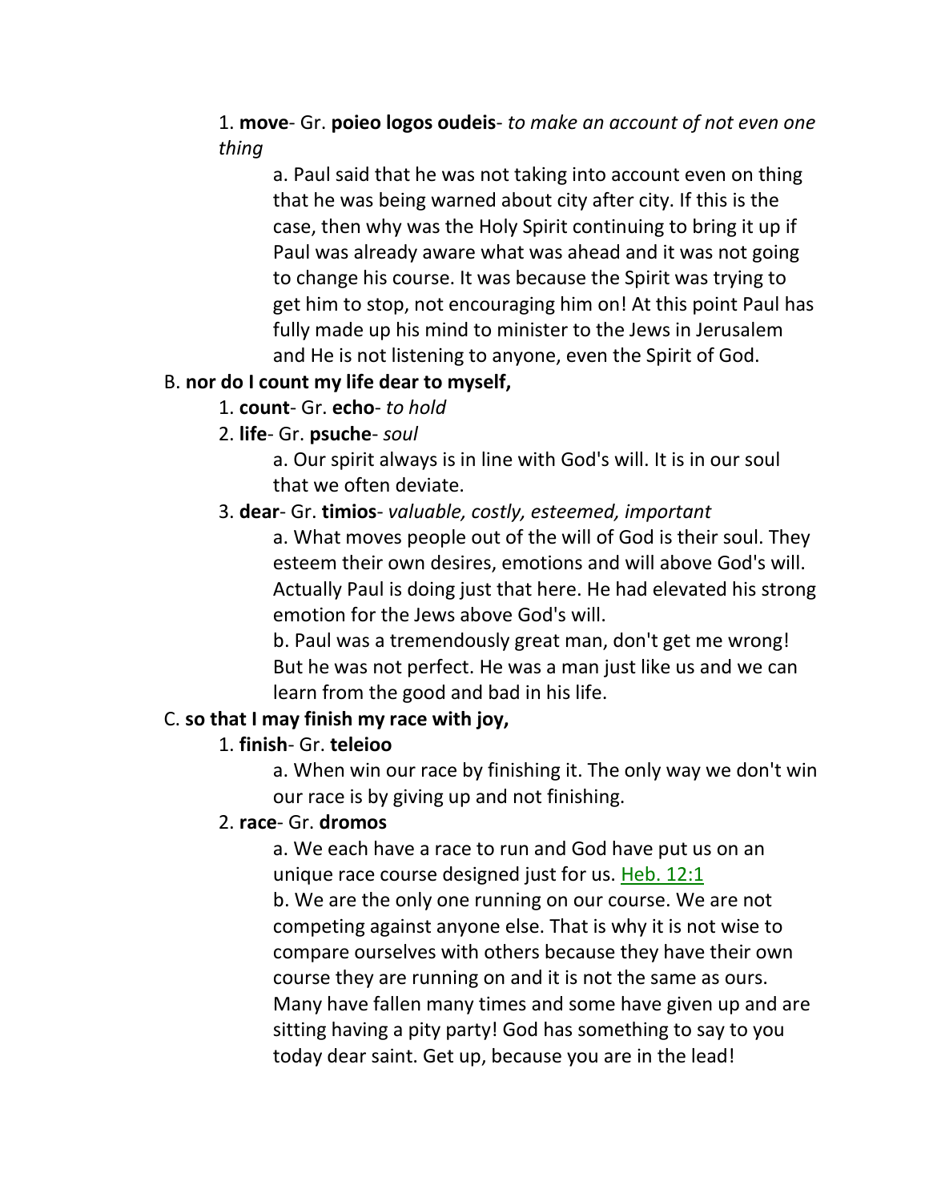1. **move**- Gr. **poieo logos oudeis**- *to make an account of not even one thing*

    a. Paul said that he was not taking into account even on thing that he was being warned about city after city. If this is the case, then why was the Holy Spirit continuing to bring it up if Paul was already aware what was ahead and it was not going to change his course. It was because the Spirit was trying to get him to stop, not encouraging him on! At this point Paul has fully made up his mind to minister to the Jews in Jerusalem and He is not listening to anyone, even the Spirit of God.

B. **nor do I count my life dear to myself,**

1. **count**- Gr. **echo**- *to hold*
2. **life**- Gr. **psuche**- *soul*

    a. Our spirit always is in line with God's will. It is in our soul that we often deviate.

3. **dear**- Gr. **timios**- *valuable, costly, esteemed, important*

    a. What moves people out of the will of God is their soul. They esteem their own desires, emotions and will above God's will. Actually Paul is doing just that here. He had elevated his strong emotion for the Jews above God's will.

    b. Paul was a tremendously great man, don't get me wrong! But he was not perfect. He was a man just like us and we can learn from the good and bad in his life.

C. **so that I may finish my race with joy,**

1. **finish**- Gr. **teleioo**

    a. When win our race by finishing it. The only way we don't win our race is by giving up and not finishing.

2. **race**- Gr. **dromos**

    a. We each have a race to run and God have put us on an unique race course designed just for us. Heb. 12:1

    b. We are the only one running on our course. We are not competing against anyone else. That is why it is not wise to compare ourselves with others because they have their own course they are running on and it is not the same as ours. Many have fallen many times and some have given up and are sitting having a pity party! God has something to say to you today dear saint. Get up, because you are in the lead!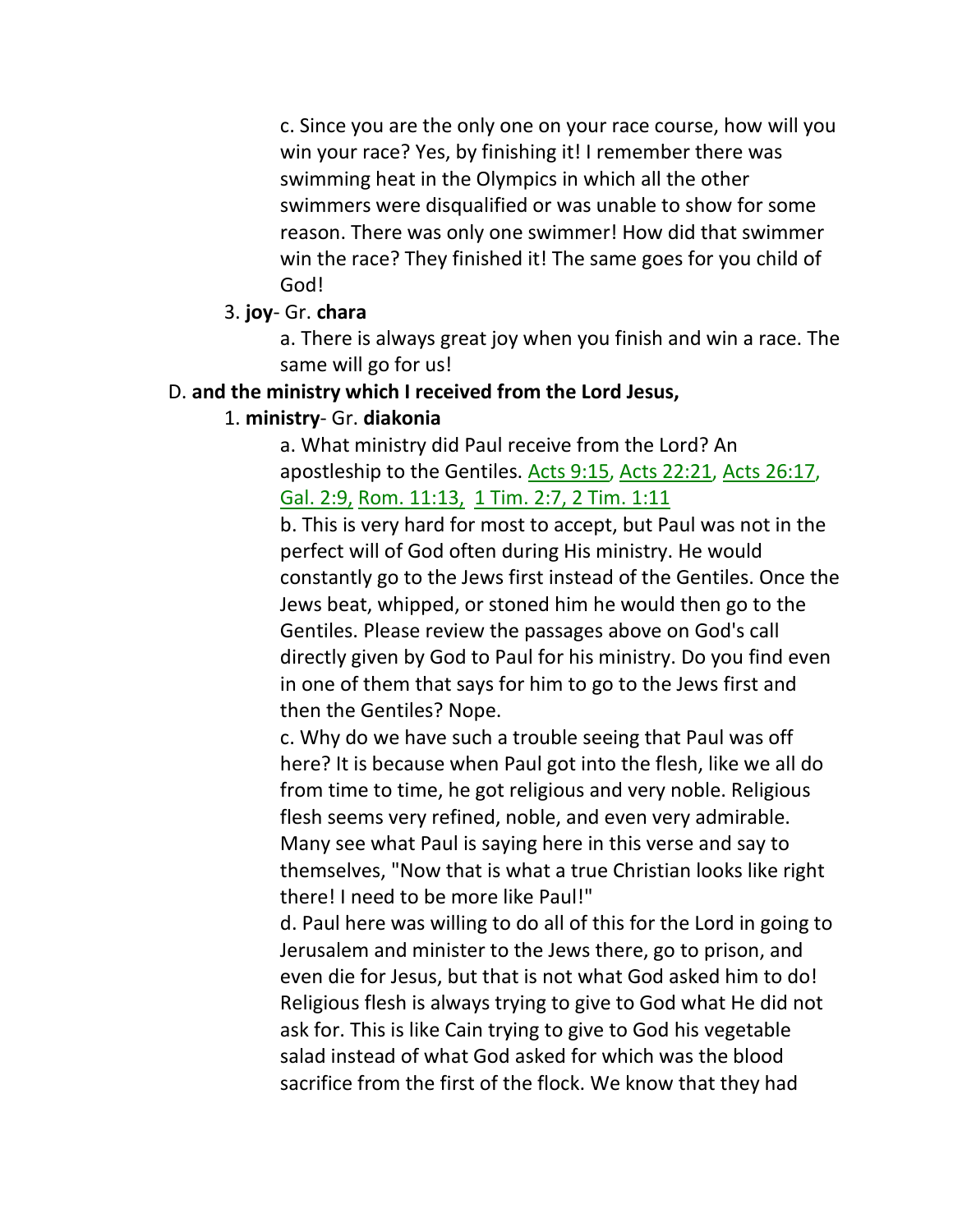c. Since you are the only one on your race course, how will you win your race? Yes, by finishing it! I remember there was swimming heat in the Olympics in which all the other swimmers were disqualified or was unable to show for some reason. There was only one swimmer! How did that swimmer win the race? They finished it! The same goes for you child of God!

3. **joy**- Gr. **chara**

a. There is always great joy when you finish and win a race. The same will go for us!

D. **and the ministry which I received from the Lord Jesus,**

1. **ministry**- Gr. **diakonia**

a. What ministry did Paul receive from the Lord? An apostleship to the Gentiles. Acts 9:15, Acts 22:21, Acts 26:17, Gal. 2:9, Rom. 11:13, 1 Tim. 2:7, 2 Tim. 1:11

b. This is very hard for most to accept, but Paul was not in the perfect will of God often during His ministry. He would constantly go to the Jews first instead of the Gentiles. Once the Jews beat, whipped, or stoned him he would then go to the Gentiles. Please review the passages above on God's call directly given by God to Paul for his ministry. Do you find even in one of them that says for him to go to the Jews first and then the Gentiles? Nope.

c. Why do we have such a trouble seeing that Paul was off here? It is because when Paul got into the flesh, like we all do from time to time, he got religious and very noble. Religious flesh seems very refined, noble, and even very admirable. Many see what Paul is saying here in this verse and say to themselves, "Now that is what a true Christian looks like right there! I need to be more like Paul!"

d. Paul here was willing to do all of this for the Lord in going to Jerusalem and minister to the Jews there, go to prison, and even die for Jesus, but that is not what God asked him to do! Religious flesh is always trying to give to God what He did not ask for. This is like Cain trying to give to God his vegetable salad instead of what God asked for which was the blood sacrifice from the first of the flock. We know that they had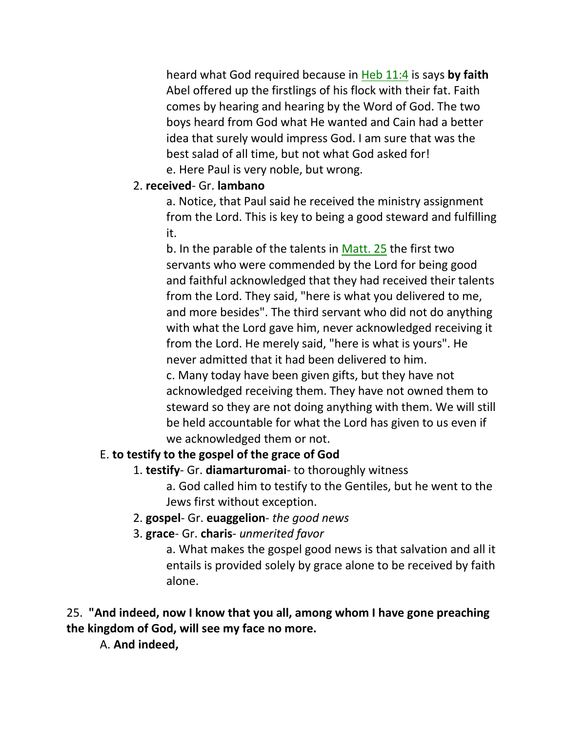heard what God required because in Heb 11:4 is says **by faith** Abel offered up the firstlings of his flock with their fat. Faith comes by hearing and hearing by the Word of God. The two boys heard from God what He wanted and Cain had a better idea that surely would impress God. I am sure that was the best salad of all time, but not what God asked for!

e. Here Paul is very noble, but wrong.

2. **received**- Gr. **lambano**

a. Notice, that Paul said he received the ministry assignment from the Lord. This is key to being a good steward and fulfilling it.

b. In the parable of the talents in Matt. 25 the first two servants who were commended by the Lord for being good and faithful acknowledged that they had received their talents from the Lord. They said, "here is what you delivered to me, and more besides". The third servant who did not do anything with what the Lord gave him, never acknowledged receiving it from the Lord. He merely said, "here is what is yours". He never admitted that it had been delivered to him.

c. Many today have been given gifts, but they have not acknowledged receiving them. They have not owned them to steward so they are not doing anything with them. We will still be held accountable for what the Lord has given to us even if we acknowledged them or not.

E. **to testify to the gospel of the grace of God**

1. **testify**- Gr. **diamarturomai**- to thoroughly witness

a. God called him to testify to the Gentiles, but he went to the Jews first without exception.

2. **gospel**- Gr. **euaggelion**- *the good news*

3. **grace**- Gr. **charis**- *unmerited favor*

a. What makes the gospel good news is that salvation and all it entails is provided solely by grace alone to be received by faith alone.

25. **"And indeed, now I know that you all, among whom I have gone preaching the kingdom of God, will see my face no more.**

A. **And indeed,**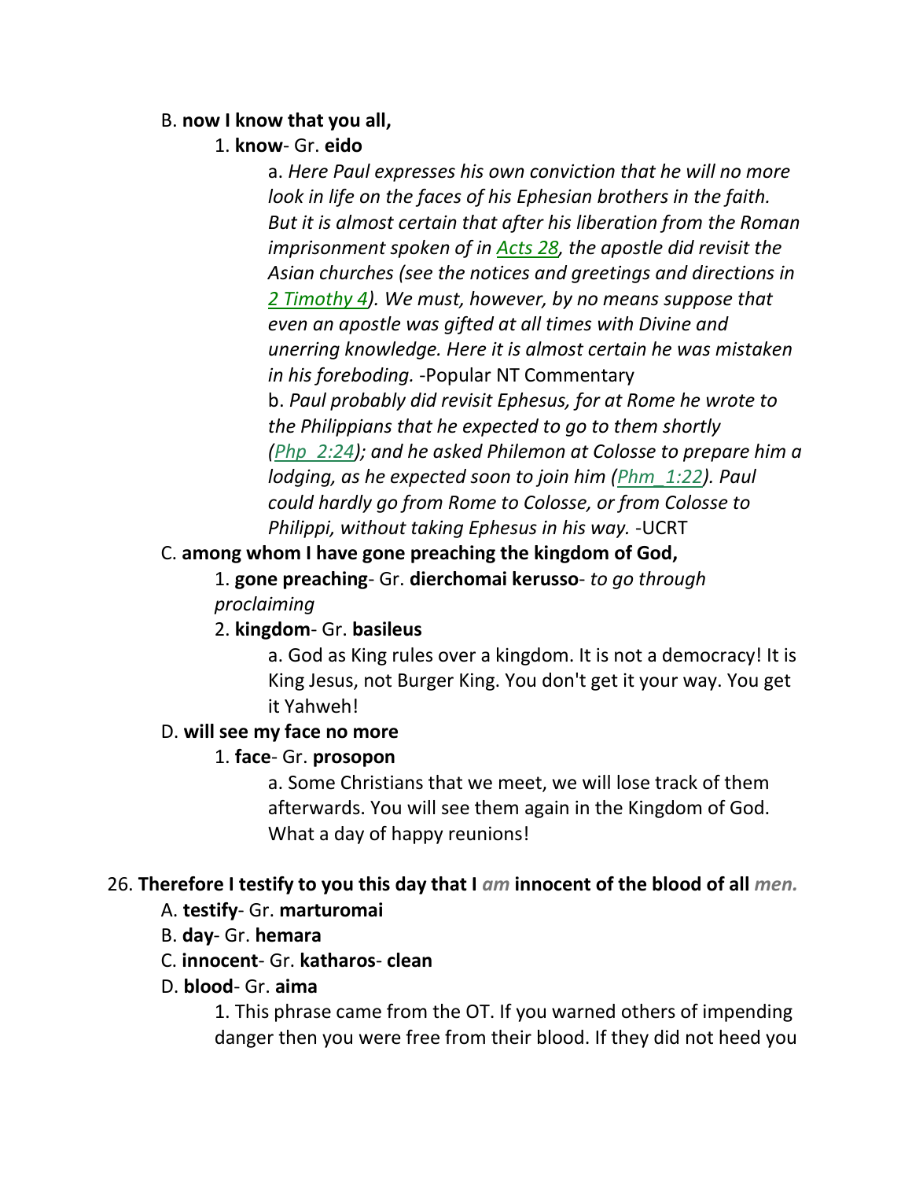B. **now I know that you all,**

1. **know**- Gr. **eido**

a. *Here Paul expresses his own conviction that he will no more look in life on the faces of his Ephesian brothers in the faith. But it is almost certain that after his liberation from the Roman imprisonment spoken of in Acts 28, the apostle did revisit the Asian churches (see the notices and greetings and directions in 2 Timothy 4). We must, however, by no means suppose that even an apostle was gifted at all times with Divine and unerring knowledge. Here it is almost certain he was mistaken in his foreboding.* -Popular NT Commentary

b. *Paul probably did revisit Ephesus, for at Rome he wrote to the Philippians that he expected to go to them shortly (Php_2:24); and he asked Philemon at Colosse to prepare him a lodging, as he expected soon to join him (Phm_1:22). Paul could hardly go from Rome to Colosse, or from Colosse to Philippi, without taking Ephesus in his way.* -UCRT

C. **among whom I have gone preaching the kingdom of God,**

1. **gone preaching**- Gr. **dierchomai kerusso**- *to go through proclaiming*

2. **kingdom**- Gr. **basileus**

a. God as King rules over a kingdom. It is not a democracy! It is King Jesus, not Burger King. You don't get it your way. You get it Yahweh!

D. **will see my face no more**

1. **face**- Gr. **prosopon**

a. Some Christians that we meet, we will lose track of them afterwards. You will see them again in the Kingdom of God. What a day of happy reunions!

26. **Therefore I testify to you this day that I *am* innocent of the blood of all *men.***

A. **testify**- Gr. **marturomai**

B. **day**- Gr. **hemara**

C. **innocent**- Gr. **katharos**- **clean**

D. **blood**- Gr. **aima**

1. This phrase came from the OT. If you warned others of impending danger then you were free from their blood. If they did not heed you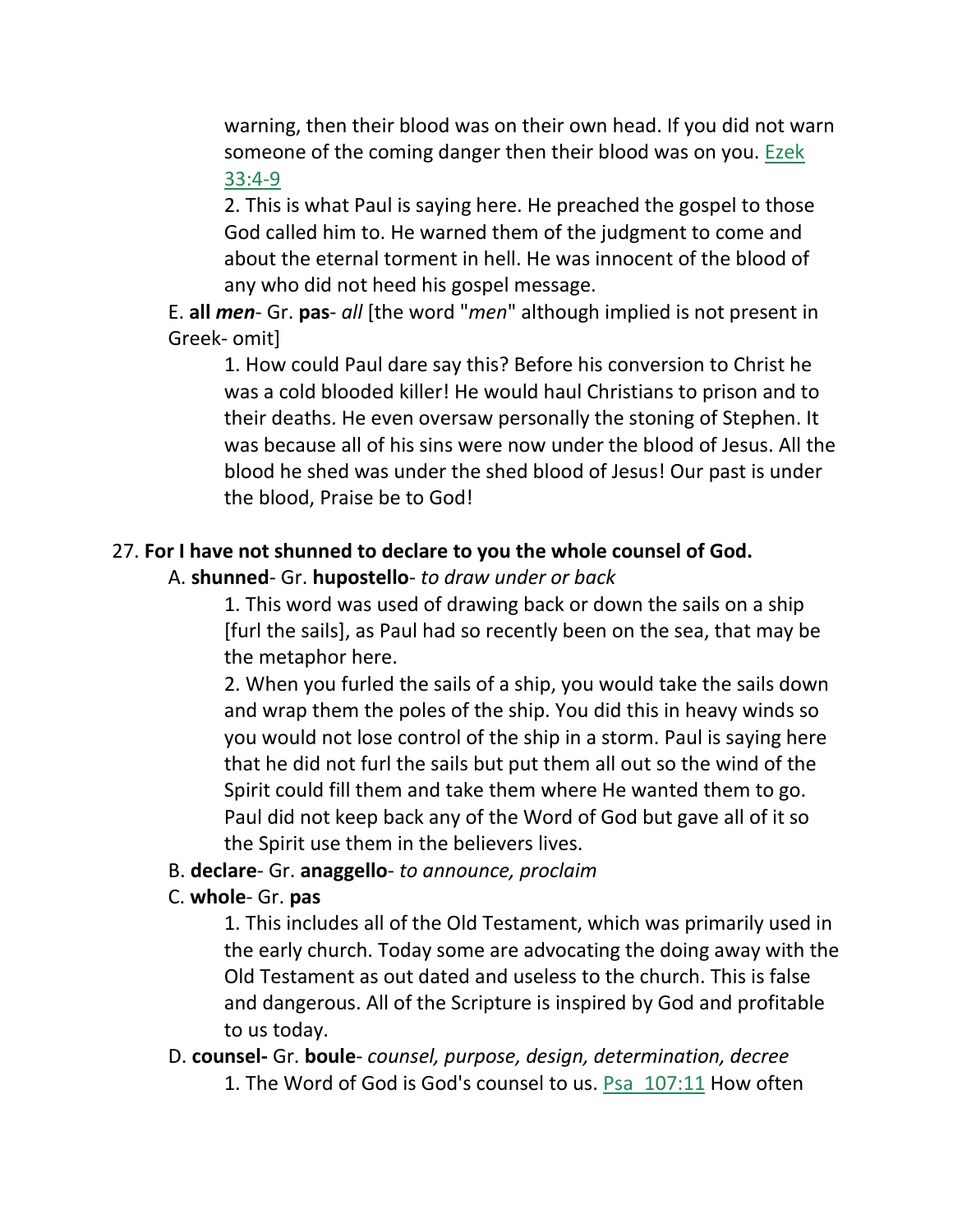warning, then their blood was on their own head. If you did not warn someone of the coming danger then their blood was on you. Ezek 33:4-9

2. This is what Paul is saying here. He preached the gospel to those God called him to. He warned them of the judgment to come and about the eternal torment in hell. He was innocent of the blood of any who did not heed his gospel message.

E. **all *men***- Gr. **pas**- *all* [the word "*men*" although implied is not present in Greek- omit]

1. How could Paul dare say this? Before his conversion to Christ he was a cold blooded killer! He would haul Christians to prison and to their deaths. He even oversaw personally the stoning of Stephen. It was because all of his sins were now under the blood of Jesus. All the blood he shed was under the shed blood of Jesus! Our past is under the blood, Praise be to God!

27. **For I have not shunned to declare to you the whole counsel of God.**

A. **shunned**- Gr. **hupostello**- *to draw under or back*

1. This word was used of drawing back or down the sails on a ship [furl the sails], as Paul had so recently been on the sea, that may be the metaphor here.

2. When you furled the sails of a ship, you would take the sails down and wrap them the poles of the ship. You did this in heavy winds so you would not lose control of the ship in a storm. Paul is saying here that he did not furl the sails but put them all out so the wind of the Spirit could fill them and take them where He wanted them to go. Paul did not keep back any of the Word of God but gave all of it so the Spirit use them in the believers lives.

B. **declare**- Gr. **anaggello**- *to announce, proclaim*

C. **whole**- Gr. **pas**

1. This includes all of the Old Testament, which was primarily used in the early church. Today some are advocating the doing away with the Old Testament as out dated and useless to the church. This is false and dangerous. All of the Scripture is inspired by God and profitable to us today.

D. **counsel-** Gr. **boule**- *counsel, purpose, design, determination, decree*

1. The Word of God is God's counsel to us. Psa 107:11 How often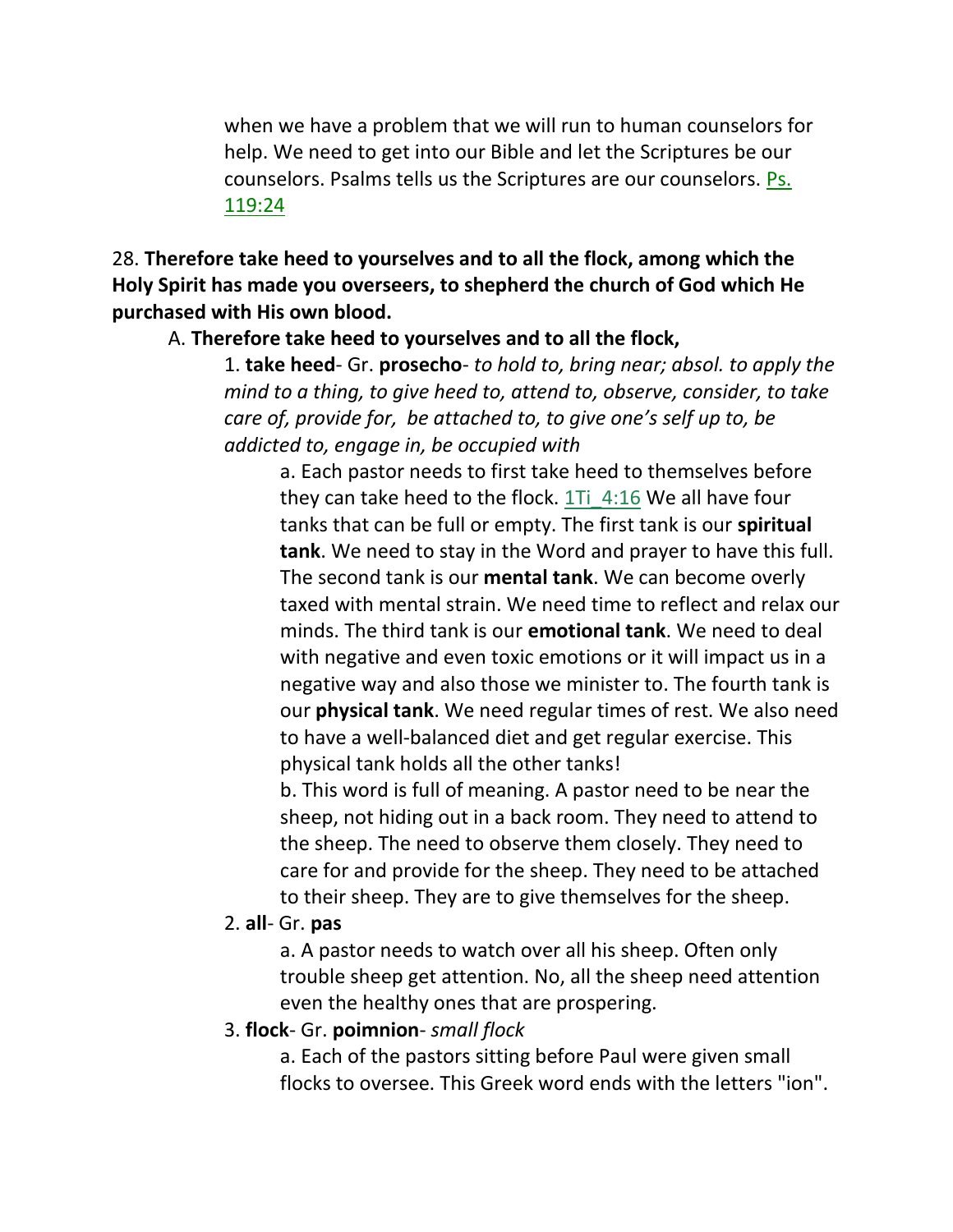when we have a problem that we will run to human counselors for help. We need to get into our Bible and let the Scriptures be our counselors. Psalms tells us the Scriptures are our counselors. Ps. 119:24

28. **Therefore take heed to yourselves and to all the flock, among which the Holy Spirit has made you overseers, to shepherd the church of God which He purchased with His own blood.**

A. **Therefore take heed to yourselves and to all the flock,**

1. **take heed**- Gr. **prosecho**- *to hold to, bring near; absol. to apply the mind to a thing, to give heed to, attend to, observe, consider, to take care of, provide for, be attached to, to give one's self up to, be addicted to, engage in, be occupied with*

a. Each pastor needs to first take heed to themselves before they can take heed to the flock. 1Ti_4:16 We all have four tanks that can be full or empty. The first tank is our **spiritual tank**. We need to stay in the Word and prayer to have this full. The second tank is our **mental tank**. We can become overly taxed with mental strain. We need time to reflect and relax our minds. The third tank is our **emotional tank**. We need to deal with negative and even toxic emotions or it will impact us in a negative way and also those we minister to. The fourth tank is our **physical tank**. We need regular times of rest. We also need to have a well-balanced diet and get regular exercise. This physical tank holds all the other tanks!

b. This word is full of meaning. A pastor need to be near the sheep, not hiding out in a back room. They need to attend to the sheep. The need to observe them closely. They need to care for and provide for the sheep. They need to be attached to their sheep. They are to give themselves for the sheep.

2. **all**- Gr. **pas**

a. A pastor needs to watch over all his sheep. Often only trouble sheep get attention. No, all the sheep need attention even the healthy ones that are prospering.

3. **flock**- Gr. **poimnion**- *small flock*

a. Each of the pastors sitting before Paul were given small flocks to oversee. This Greek word ends with the letters "ion".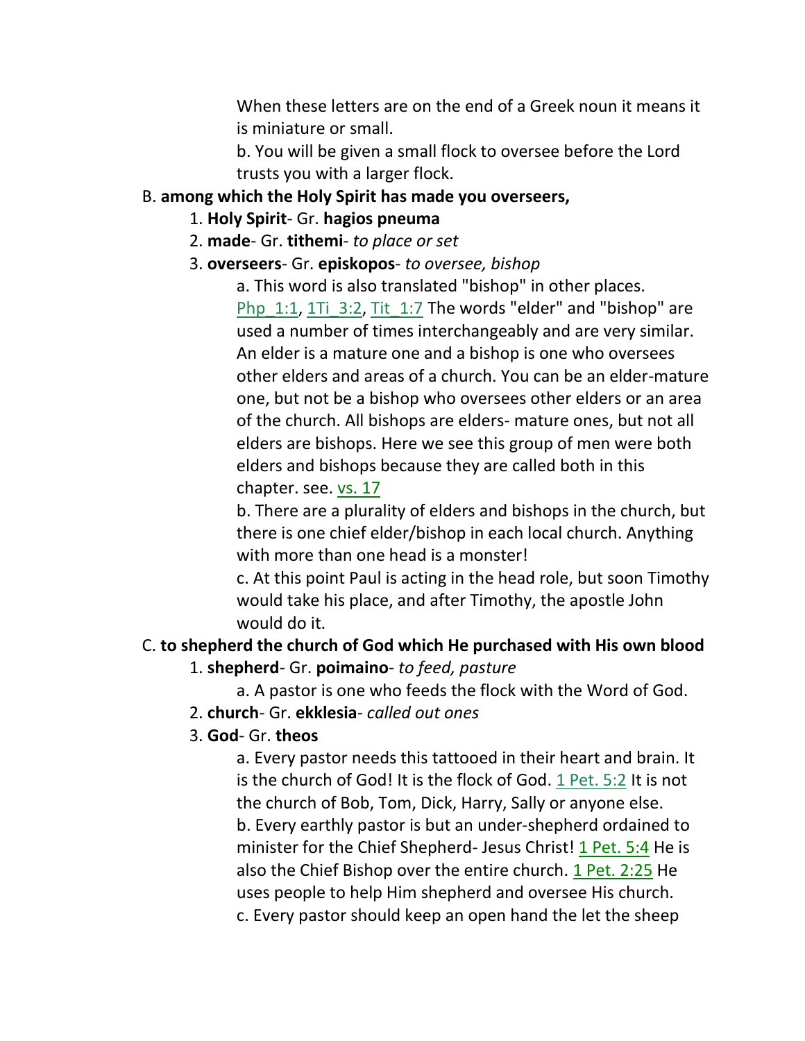When these letters are on the end of a Greek noun it means it is miniature or small.

b. You will be given a small flock to oversee before the Lord trusts you with a larger flock.

B. **among which the Holy Spirit has made you overseers,**

1. **Holy Spirit**- Gr. **hagios pneuma**

2. **made**- Gr. **tithemi**- *to place or set*

3. **overseers**- Gr. **episkopos**- *to oversee, bishop*

a. This word is also translated "bishop" in other places. Php_1:1, 1Ti_3:2, Tit_1:7 The words "elder" and "bishop" are used a number of times interchangeably and are very similar. An elder is a mature one and a bishop is one who oversees other elders and areas of a church. You can be an elder-mature one, but not be a bishop who oversees other elders or an area of the church. All bishops are elders- mature ones, but not all elders are bishops. Here we see this group of men were both elders and bishops because they are called both in this chapter. see. vs. 17

b. There are a plurality of elders and bishops in the church, but there is one chief elder/bishop in each local church. Anything with more than one head is a monster!

c. At this point Paul is acting in the head role, but soon Timothy would take his place, and after Timothy, the apostle John would do it.

C. **to shepherd the church of God which He purchased with His own blood**

1. **shepherd**- Gr. **poimaino**- *to feed, pasture*

a. A pastor is one who feeds the flock with the Word of God.

2. **church**- Gr. **ekklesia**- *called out ones*

3. **God**- Gr. **theos**

a. Every pastor needs this tattooed in their heart and brain. It is the church of God! It is the flock of God. 1 Pet. 5:2 It is not the church of Bob, Tom, Dick, Harry, Sally or anyone else.

b. Every earthly pastor is but an under-shepherd ordained to minister for the Chief Shepherd- Jesus Christ! 1 Pet. 5:4 He is also the Chief Bishop over the entire church. 1 Pet. 2:25 He uses people to help Him shepherd and oversee His church.

c. Every pastor should keep an open hand the let the sheep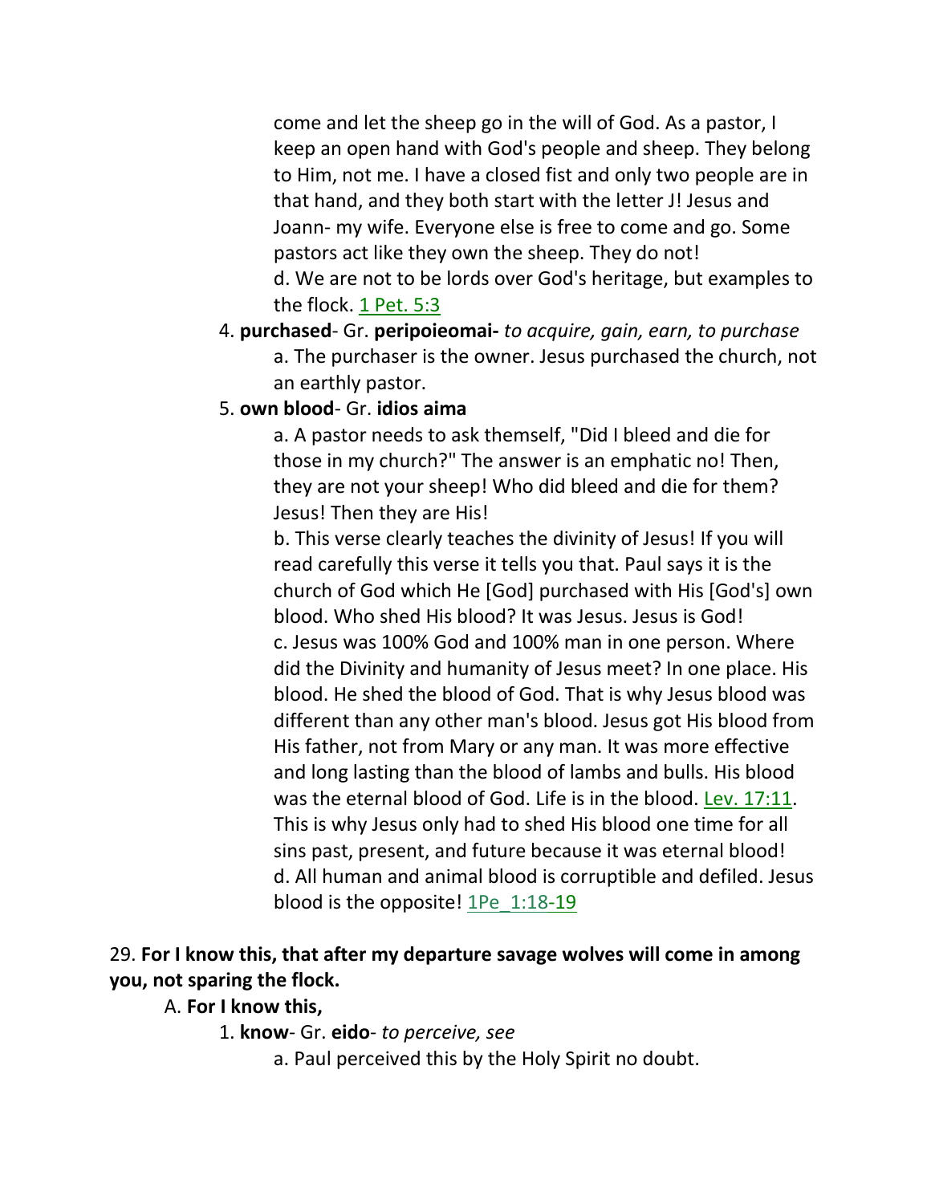come and let the sheep go in the will of God. As a pastor, I keep an open hand with God's people and sheep. They belong to Him, not me. I have a closed fist and only two people are in that hand, and they both start with the letter J! Jesus and Joann- my wife. Everyone else is free to come and go. Some pastors act like they own the sheep. They do not!

d. We are not to be lords over God's heritage, but examples to the flock. 1 Pet. 5:3

4. **purchased**- Gr. **peripoieomai-** *to acquire, gain, earn, to purchase*

a. The purchaser is the owner. Jesus purchased the church, not an earthly pastor.

5. **own blood**- Gr. **idios aima**

a. A pastor needs to ask themself, "Did I bleed and die for those in my church?" The answer is an emphatic no! Then, they are not your sheep! Who did bleed and die for them? Jesus! Then they are His!

b. This verse clearly teaches the divinity of Jesus! If you will read carefully this verse it tells you that. Paul says it is the church of God which He [God] purchased with His [God's] own blood. Who shed His blood? It was Jesus. Jesus is God!

c. Jesus was 100% God and 100% man in one person. Where did the Divinity and humanity of Jesus meet? In one place. His blood. He shed the blood of God. That is why Jesus blood was different than any other man's blood. Jesus got His blood from His father, not from Mary or any man. It was more effective and long lasting than the blood of lambs and bulls. His blood was the eternal blood of God. Life is in the blood. Lev. 17:11. This is why Jesus only had to shed His blood one time for all sins past, present, and future because it was eternal blood!

d. All human and animal blood is corruptible and defiled. Jesus blood is the opposite! 1Pe_1:18-19

29. **For I know this, that after my departure savage wolves will come in among you, not sparing the flock.**

A. **For I know this,**

1. **know**- Gr. **eido**- *to perceive, see*

a. Paul perceived this by the Holy Spirit no doubt.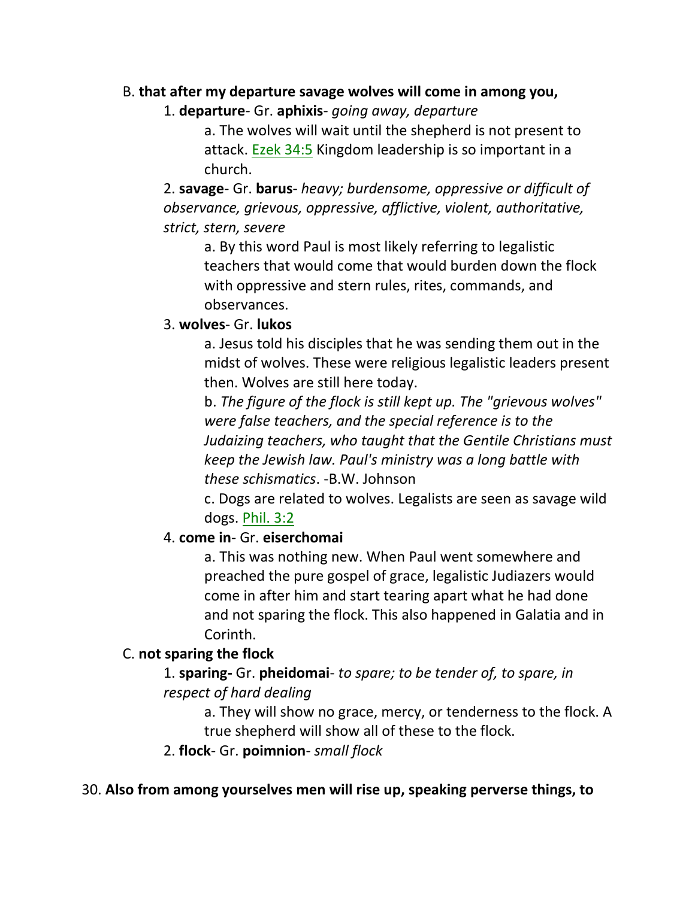B. **that after my departure savage wolves will come in among you,**

1. **departure**- Gr. **aphixis**- *going away, departure*

    a. The wolves will wait until the shepherd is not present to attack. Ezek 34:5 Kingdom leadership is so important in a church.

2. **savage**- Gr. **barus**- *heavy; burdensome, oppressive or difficult of observance, grievous, oppressive, afflictive, violent, authoritative, strict, stern, severe*

    a. By this word Paul is most likely referring to legalistic teachers that would come that would burden down the flock with oppressive and stern rules, rites, commands, and observances.

3. **wolves**- Gr. **lukos**

    a. Jesus told his disciples that he was sending them out in the midst of wolves. These were religious legalistic leaders present then. Wolves are still here today.

    b. *The figure of the flock is still kept up. The "grievous wolves" were false teachers, and the special reference is to the Judaizing teachers, who taught that the Gentile Christians must keep the Jewish law. Paul's ministry was a long battle with these schismatics*. -B.W. Johnson

    c. Dogs are related to wolves. Legalists are seen as savage wild dogs. Phil. 3:2

4. **come in**- Gr. **eiserchomai**

    a. This was nothing new. When Paul went somewhere and preached the pure gospel of grace, legalistic Judiazers would come in after him and start tearing apart what he had done and not sparing the flock. This also happened in Galatia and in Corinth.

C. **not sparing the flock**

1. **sparing-** Gr. **pheidomai**- *to spare; to be tender of, to spare, in respect of hard dealing*

    a. They will show no grace, mercy, or tenderness to the flock. A true shepherd will show all of these to the flock.

2. **flock**- Gr. **poimnion**- *small flock*

30. **Also from among yourselves men will rise up, speaking perverse things, to**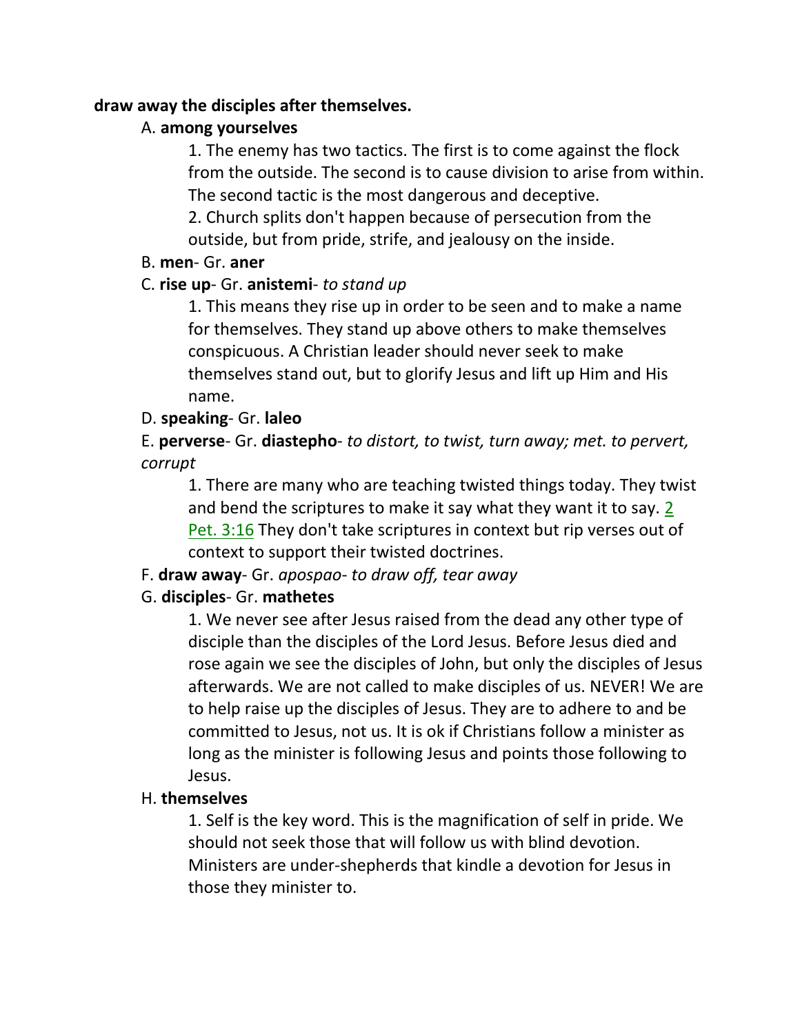**draw away the disciples after themselves.**

A. **among yourselves**

1. The enemy has two tactics. The first is to come against the flock from the outside. The second is to cause division to arise from within. The second tactic is the most dangerous and deceptive.
2. Church splits don't happen because of persecution from the outside, but from pride, strife, and jealousy on the inside.

B. **men**- Gr. **aner**

C. **rise up**- Gr. **anistemi**- *to stand up*

1. This means they rise up in order to be seen and to make a name for themselves. They stand up above others to make themselves conspicuous. A Christian leader should never seek to make themselves stand out, but to glorify Jesus and lift up Him and His name.

D. **speaking**- Gr. **laleo**

E. **perverse**- Gr. **diastepho**- *to distort, to twist, turn away; met. to pervert, corrupt*

1. There are many who are teaching twisted things today. They twist and bend the scriptures to make it say what they want it to say. 2 Pet. 3:16 They don't take scriptures in context but rip verses out of context to support their twisted doctrines.

F. **draw away**- Gr. *apospao- to draw off, tear away*

G. **disciples**- Gr. **mathetes**

1. We never see after Jesus raised from the dead any other type of disciple than the disciples of the Lord Jesus. Before Jesus died and rose again we see the disciples of John, but only the disciples of Jesus afterwards. We are not called to make disciples of us. NEVER! We are to help raise up the disciples of Jesus. They are to adhere to and be committed to Jesus, not us. It is ok if Christians follow a minister as long as the minister is following Jesus and points those following to Jesus.

H. **themselves**

1. Self is the key word. This is the magnification of self in pride. We should not seek those that will follow us with blind devotion. Ministers are under-shepherds that kindle a devotion for Jesus in those they minister to.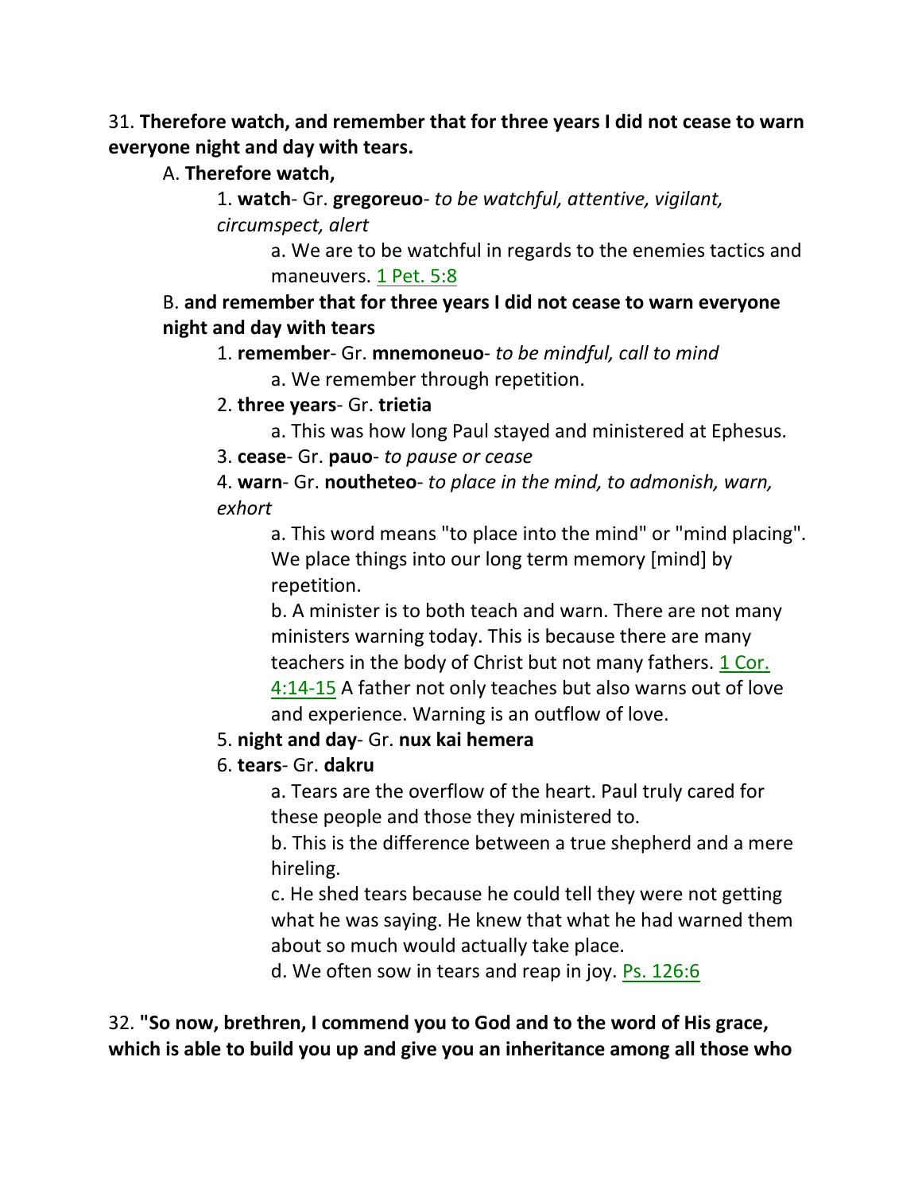31. **Therefore watch, and remember that for three years I did not cease to warn everyone night and day with tears.**

A. **Therefore watch,**

1. **watch**- Gr. **gregoreuo**- *to be watchful, attentive, vigilant, circumspect, alert*

a. We are to be watchful in regards to the enemies tactics and maneuvers. 1 Pet. 5:8

B. **and remember that for three years I did not cease to warn everyone night and day with tears**

1. **remember**- Gr. **mnemoneuo**- *to be mindful, call to mind*

a. We remember through repetition.

2. **three years**- Gr. **trietia**

a. This was how long Paul stayed and ministered at Ephesus.

3. **cease**- Gr. **pauo**- *to pause or cease*

4. **warn**- Gr. **noutheteo**- *to place in the mind, to admonish, warn, exhort*

a. This word means "to place into the mind" or "mind placing". We place things into our long term memory [mind] by repetition.

b. A minister is to both teach and warn. There are not many ministers warning today. This is because there are many teachers in the body of Christ but not many fathers. 1 Cor. 4:14-15 A father not only teaches but also warns out of love and experience. Warning is an outflow of love.

5. **night and day**- Gr. **nux kai hemera**

6. **tears**- Gr. **dakru**

a. Tears are the overflow of the heart. Paul truly cared for these people and those they ministered to.

b. This is the difference between a true shepherd and a mere hireling.

c. He shed tears because he could tell they were not getting what he was saying. He knew that what he had warned them about so much would actually take place.

d. We often sow in tears and reap in joy. Ps. 126:6

32. **"So now, brethren, I commend you to God and to the word of His grace, which is able to build you up and give you an inheritance among all those who**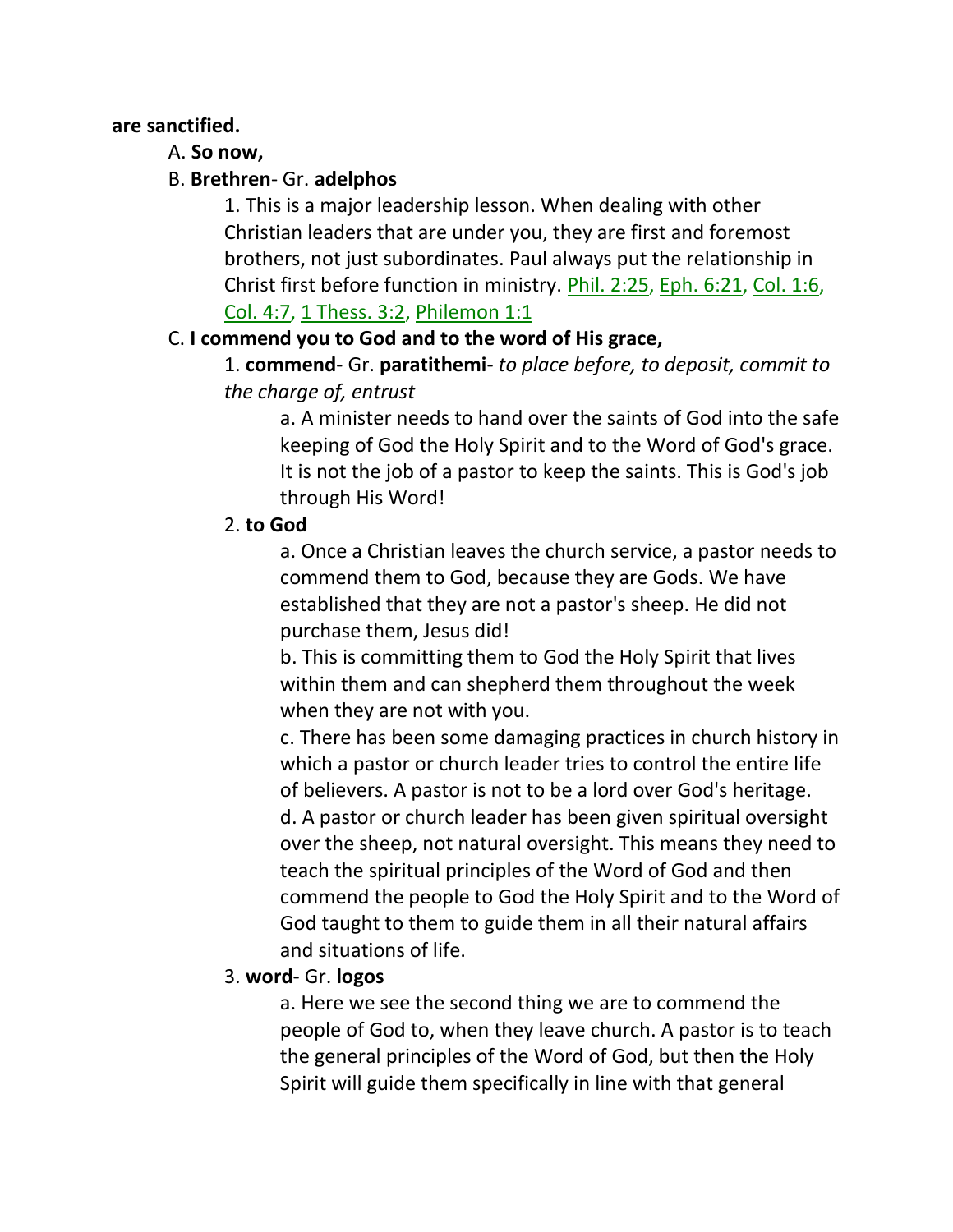**are sanctified.**

A. **So now,**

B. **Brethren**- Gr. **adelphos**

1. This is a major leadership lesson. When dealing with other Christian leaders that are under you, they are first and foremost brothers, not just subordinates. Paul always put the relationship in Christ first before function in ministry. Phil. 2:25, Eph. 6:21, Col. 1:6, Col. 4:7, 1 Thess. 3:2, Philemon 1:1

C. **I commend you to God and to the word of His grace,**

1. **commend**- Gr. **paratithemi**- *to place before, to deposit, commit to the charge of, entrust*

a. A minister needs to hand over the saints of God into the safe keeping of God the Holy Spirit and to the Word of God's grace. It is not the job of a pastor to keep the saints. This is God's job through His Word!

2. **to God**

a. Once a Christian leaves the church service, a pastor needs to commend them to God, because they are Gods. We have established that they are not a pastor's sheep. He did not purchase them, Jesus did!

b. This is committing them to God the Holy Spirit that lives within them and can shepherd them throughout the week when they are not with you.

c. There has been some damaging practices in church history in which a pastor or church leader tries to control the entire life of believers. A pastor is not to be a lord over God's heritage.

d. A pastor or church leader has been given spiritual oversight over the sheep, not natural oversight. This means they need to teach the spiritual principles of the Word of God and then commend the people to God the Holy Spirit and to the Word of God taught to them to guide them in all their natural affairs and situations of life.

3. **word**- Gr. **logos**

a. Here we see the second thing we are to commend the people of God to, when they leave church. A pastor is to teach the general principles of the Word of God, but then the Holy Spirit will guide them specifically in line with that general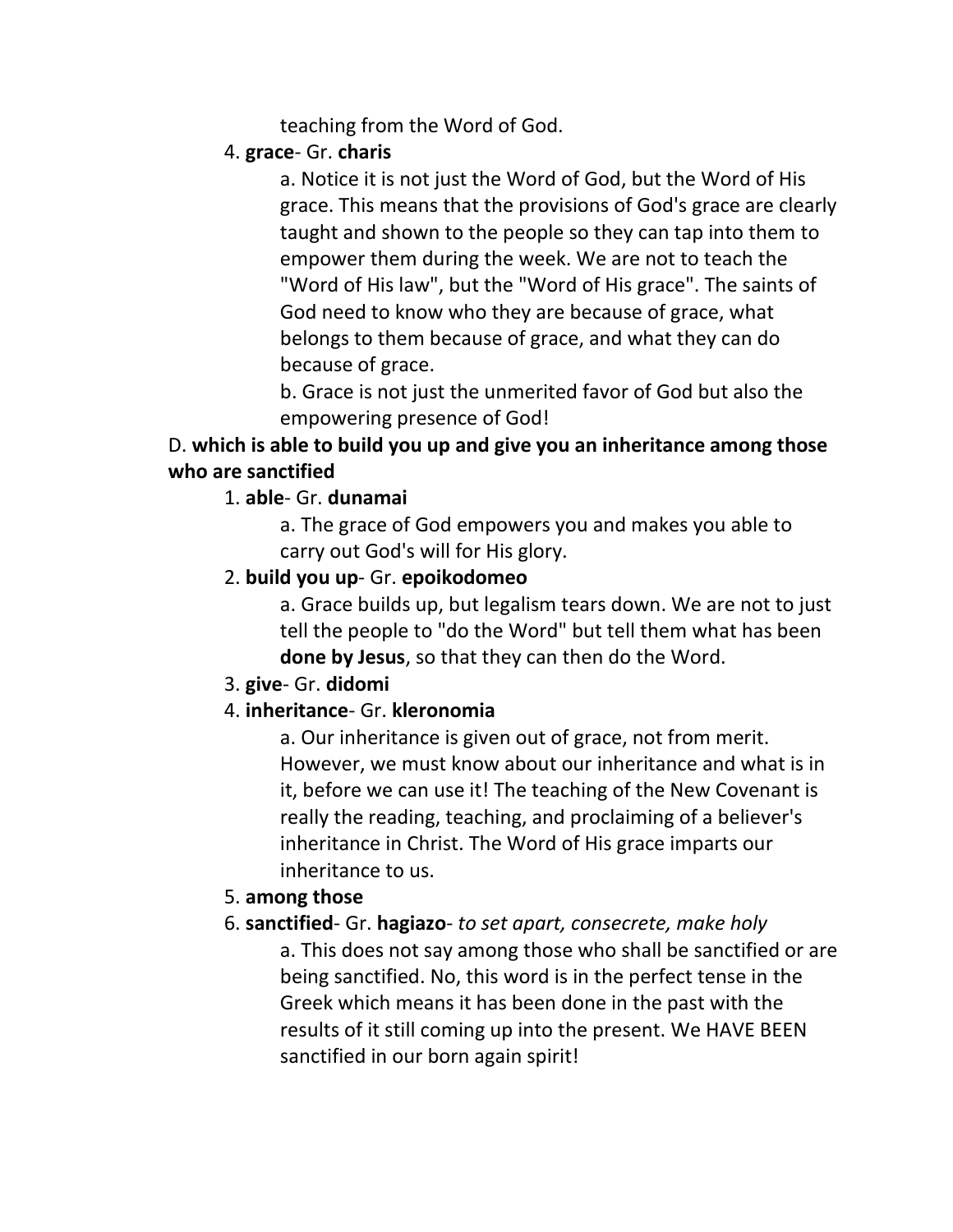teaching from the Word of God.

4. **grace**- Gr. **charis**

    a. Notice it is not just the Word of God, but the Word of His grace. This means that the provisions of God's grace are clearly taught and shown to the people so they can tap into them to empower them during the week. We are not to teach the "Word of His law", but the "Word of His grace". The saints of God need to know who they are because of grace, what belongs to them because of grace, and what they can do because of grace.

    b. Grace is not just the unmerited favor of God but also the empowering presence of God!

D. **which is able to build you up and give you an inheritance among those who are sanctified**

1. **able**- Gr. **dunamai**

    a. The grace of God empowers you and makes you able to carry out God's will for His glory.

2. **build you up**- Gr. **epoikodomeo**

    a. Grace builds up, but legalism tears down. We are not to just tell the people to "do the Word" but tell them what has been **done by Jesus**, so that they can then do the Word.

3. **give**- Gr. **didomi**

4. **inheritance**- Gr. **kleronomia**

    a. Our inheritance is given out of grace, not from merit. However, we must know about our inheritance and what is in it, before we can use it! The teaching of the New Covenant is really the reading, teaching, and proclaiming of a believer's inheritance in Christ. The Word of His grace imparts our inheritance to us.

5. **among those**

6. **sanctified**- Gr. **hagiazo**- *to set apart, consecrete, make holy*

    a. This does not say among those who shall be sanctified or are being sanctified. No, this word is in the perfect tense in the Greek which means it has been done in the past with the results of it still coming up into the present. We HAVE BEEN sanctified in our born again spirit!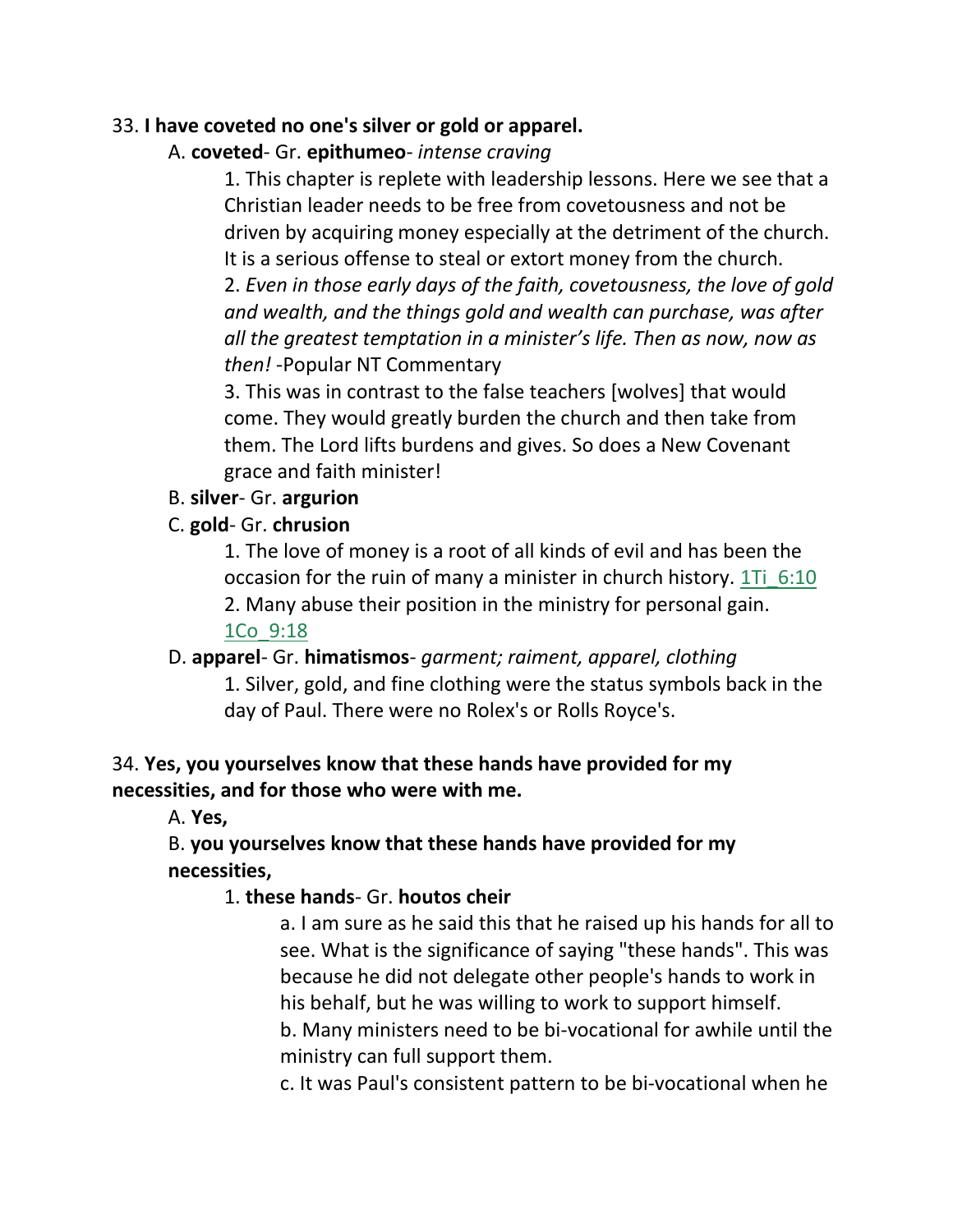33. **I have coveted no one's silver or gold or apparel.**

A. **coveted**- Gr. **epithumeo**- *intense craving*

1. This chapter is replete with leadership lessons. Here we see that a Christian leader needs to be free from covetousness and not be driven by acquiring money especially at the detriment of the church. It is a serious offense to steal or extort money from the church.

2. *Even in those early days of the faith, covetousness, the love of gold and wealth, and the things gold and wealth can purchase, was after all the greatest temptation in a minister's life. Then as now, now as then!* -Popular NT Commentary

3. This was in contrast to the false teachers [wolves] that would come. They would greatly burden the church and then take from them. The Lord lifts burdens and gives. So does a New Covenant grace and faith minister!

B. **silver**- Gr. **argurion**

C. **gold**- Gr. **chrusion**

1. The love of money is a root of all kinds of evil and has been the occasion for the ruin of many a minister in church history. 1Ti_6:10

2. Many abuse their position in the ministry for personal gain. 1Co_9:18

D. **apparel**- Gr. **himatismos**- *garment; raiment, apparel, clothing*

1. Silver, gold, and fine clothing were the status symbols back in the day of Paul. There were no Rolex's or Rolls Royce's.

34. **Yes, you yourselves know that these hands have provided for my necessities, and for those who were with me.**

A. **Yes,**

B. **you yourselves know that these hands have provided for my necessities,**

1. **these hands**- Gr. **houtos cheir**

a. I am sure as he said this that he raised up his hands for all to see. What is the significance of saying "these hands". This was because he did not delegate other people's hands to work in his behalf, but he was willing to work to support himself.

b. Many ministers need to be bi-vocational for awhile until the ministry can full support them.

c. It was Paul's consistent pattern to be bi-vocational when he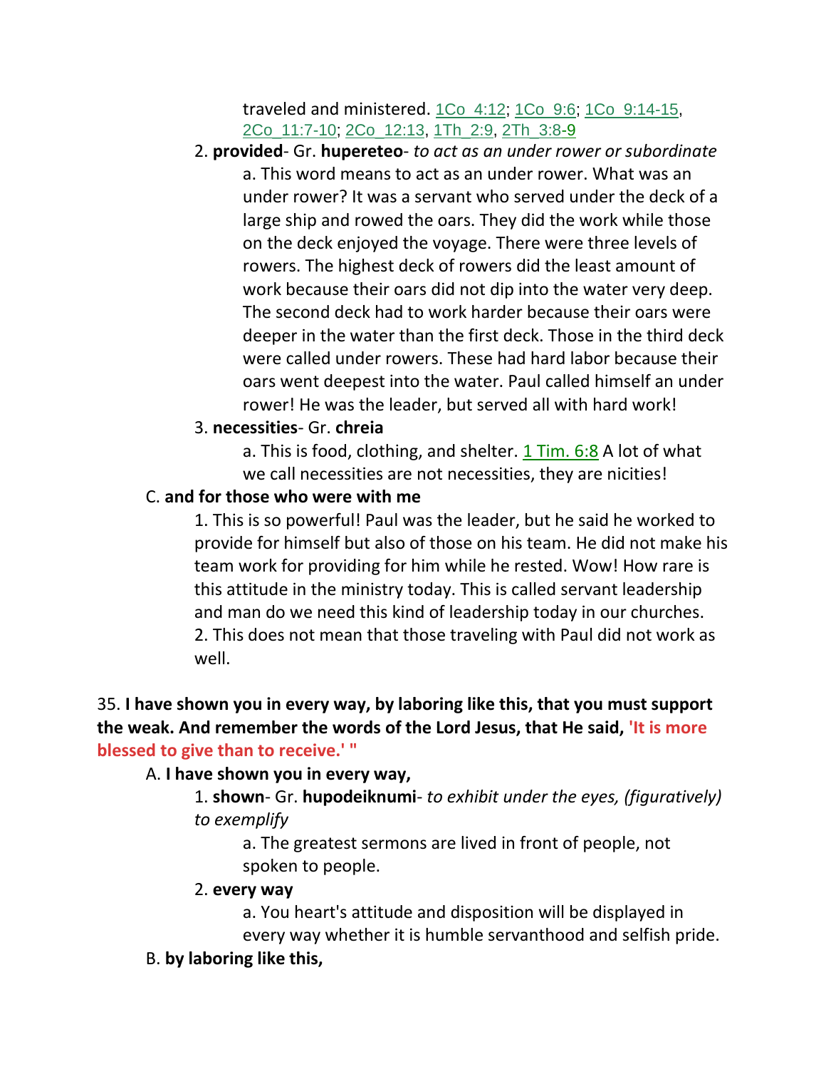traveled and ministered. 1Co_4:12; 1Co_9:6; 1Co_9:14-15, 2Co_11:7-10; 2Co_12:13, 1Th_2:9, 2Th_3:8-9

2. **provided**- Gr. **hupereteo**- *to act as an under rower or subordinate*

a. This word means to act as an under rower. What was an under rower? It was a servant who served under the deck of a large ship and rowed the oars. They did the work while those on the deck enjoyed the voyage. There were three levels of rowers. The highest deck of rowers did the least amount of work because their oars did not dip into the water very deep. The second deck had to work harder because their oars were deeper in the water than the first deck. Those in the third deck were called under rowers. These had hard labor because their oars went deepest into the water. Paul called himself an under rower! He was the leader, but served all with hard work!

3. **necessities**- Gr. **chreia**

a. This is food, clothing, and shelter. 1 Tim. 6:8 A lot of what we call necessities are not necessities, they are nicities!

C. **and for those who were with me**

1. This is so powerful! Paul was the leader, but he said he worked to provide for himself but also of those on his team. He did not make his team work for providing for him while he rested. Wow! How rare is this attitude in the ministry today. This is called servant leadership and man do we need this kind of leadership today in our churches.

2. This does not mean that those traveling with Paul did not work as well.

35. **I have shown you in every way, by laboring like this, that you must support the weak. And remember the words of the Lord Jesus, that He said, 'It is more blessed to give than to receive.' "**

A. **I have shown you in every way,**

1. **shown**- Gr. **hupodeiknumi**- *to exhibit under the eyes, (figuratively) to exemplify*

a. The greatest sermons are lived in front of people, not spoken to people.

2. **every way**

a. You heart's attitude and disposition will be displayed in every way whether it is humble servanthood and selfish pride.

B. **by laboring like this,**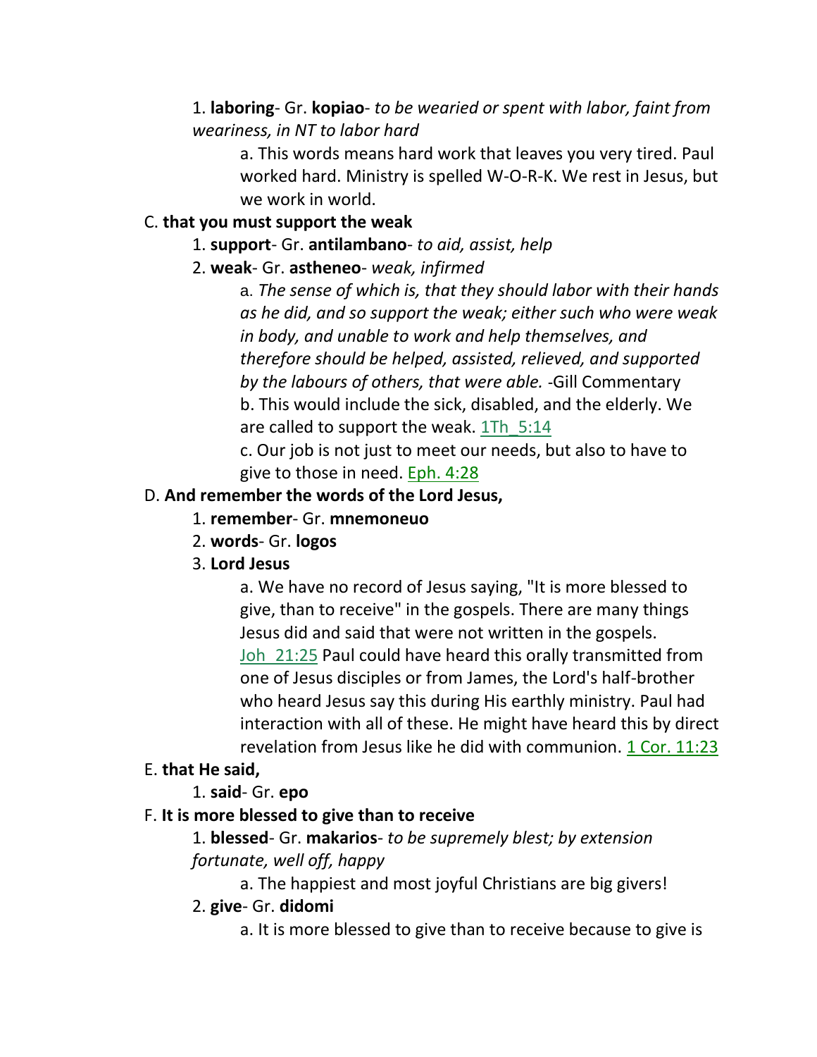1. **laboring**- Gr. **kopiao**- *to be wearied or spent with labor, faint from weariness, in NT to labor hard*

    a. This words means hard work that leaves you very tired. Paul worked hard. Ministry is spelled W-O-R-K. We rest in Jesus, but we work in world.

C. **that you must support the weak**

1. **support**- Gr. **antilambano**- *to aid, assist, help*
2. **weak**- Gr. **astheneo**- *weak, infirmed*

    a. *The sense of which is, that they should labor with their hands as he did, and so support the weak; either such who were weak in body, and unable to work and help themselves, and therefore should be helped, assisted, relieved, and supported by the labours of others, that were able.* -Gill Commentary

    b. This would include the sick, disabled, and the elderly. We are called to support the weak. 1Th_5:14

    c. Our job is not just to meet our needs, but also to have to give to those in need. Eph. 4:28

D. **And remember the words of the Lord Jesus,**

1. **remember**- Gr. **mnemoneuo**
2. **words**- Gr. **logos**
3. **Lord Jesus**

    a. We have no record of Jesus saying, "It is more blessed to give, than to receive" in the gospels. There are many things Jesus did and said that were not written in the gospels. Joh_21:25 Paul could have heard this orally transmitted from one of Jesus disciples or from James, the Lord's half-brother who heard Jesus say this during His earthly ministry. Paul had interaction with all of these. He might have heard this by direct revelation from Jesus like he did with communion. 1 Cor. 11:23

E. **that He said,**

1. **said**- Gr. **epo**

F. **It is more blessed to give than to receive**

1. **blessed**- Gr. **makarios**- *to be supremely blest; by extension fortunate, well off, happy*

    a. The happiest and most joyful Christians are big givers!

2. **give**- Gr. **didomi**

    a. It is more blessed to give than to receive because to give is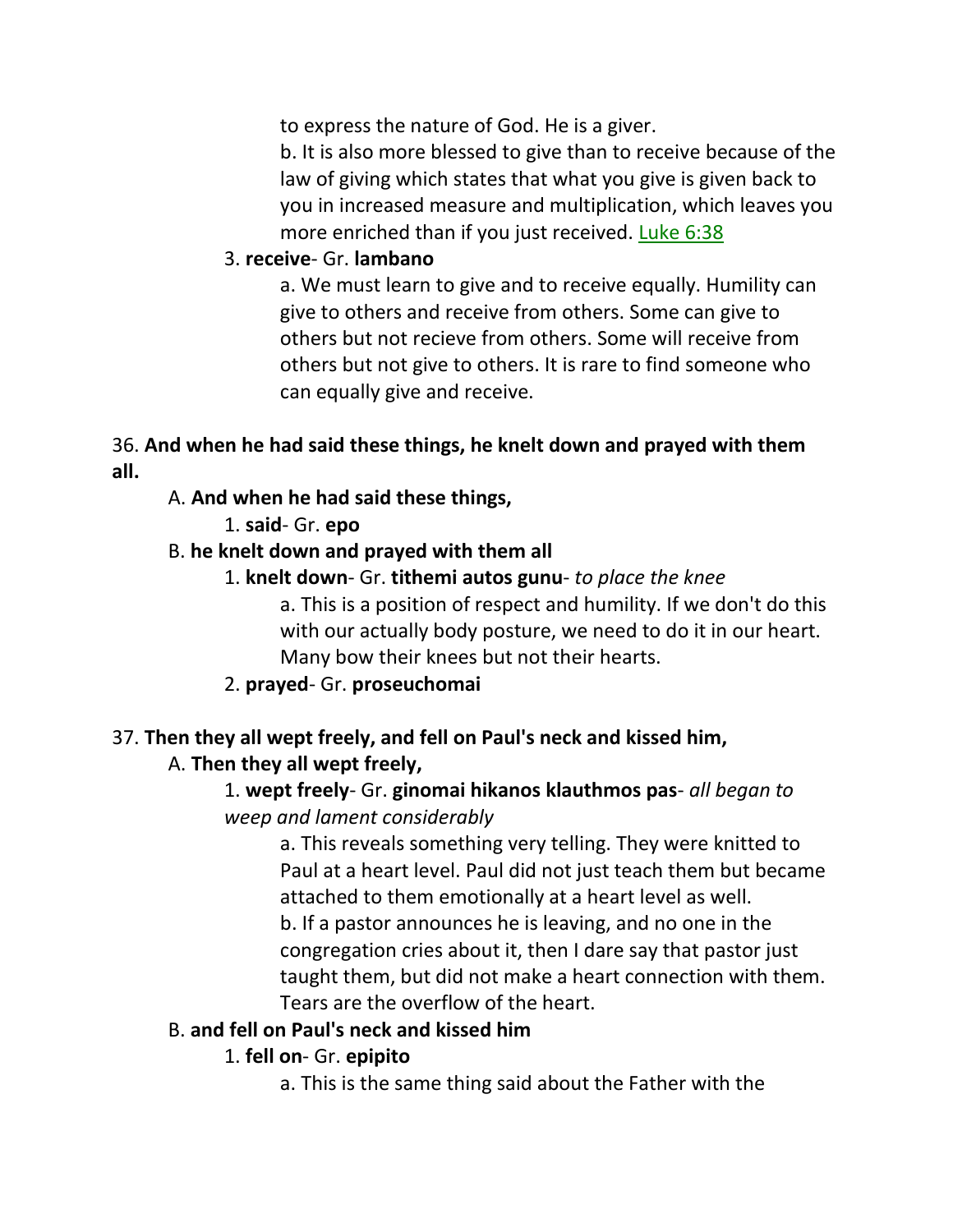to express the nature of God. He is a giver.

b. It is also more blessed to give than to receive because of the law of giving which states that what you give is given back to you in increased measure and multiplication, which leaves you more enriched than if you just received. Luke 6:38

3. **receive**- Gr. **lambano**

a. We must learn to give and to receive equally. Humility can give to others and receive from others. Some can give to others but not recieve from others. Some will receive from others but not give to others. It is rare to find someone who can equally give and receive.

36. **And when he had said these things, he knelt down and prayed with them all.**

A. **And when he had said these things,**

1. **said**- Gr. **epo**

B. **he knelt down and prayed with them all**

1. **knelt down**- Gr. **tithemi autos gunu**- *to place the knee*

a. This is a position of respect and humility. If we don't do this with our actually body posture, we need to do it in our heart. Many bow their knees but not their hearts.

2. **prayed**- Gr. **proseuchomai**

37. **Then they all wept freely, and fell on Paul's neck and kissed him,**

A. **Then they all wept freely,**

1. **wept freely**- Gr. **ginomai hikanos klauthmos pas**- *all began to weep and lament considerably*

a. This reveals something very telling. They were knitted to Paul at a heart level. Paul did not just teach them but became attached to them emotionally at a heart level as well.

b. If a pastor announces he is leaving, and no one in the congregation cries about it, then I dare say that pastor just taught them, but did not make a heart connection with them. Tears are the overflow of the heart.

B. **and fell on Paul's neck and kissed him**

1. **fell on**- Gr. **epipito**

a. This is the same thing said about the Father with the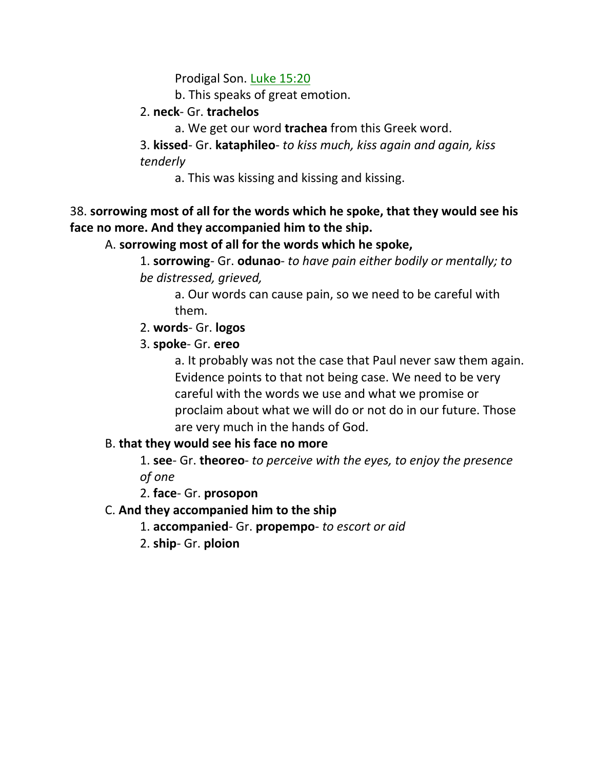Prodigal Son. Luke 15:20

b. This speaks of great emotion.

2. **neck**- Gr. **trachelos**

a. We get our word **trachea** from this Greek word.

3. **kissed**- Gr. **kataphileo**- *to kiss much, kiss again and again, kiss tenderly*

a. This was kissing and kissing and kissing.

38. **sorrowing most of all for the words which he spoke, that they would see his face no more. And they accompanied him to the ship.**

A. **sorrowing most of all for the words which he spoke,**

1. **sorrowing**- Gr. **odunao**- *to have pain either bodily or mentally; to be distressed, grieved,*

a. Our words can cause pain, so we need to be careful with them.

2. **words**- Gr. **logos**

3. **spoke**- Gr. **ereo**

a. It probably was not the case that Paul never saw them again. Evidence points to that not being case. We need to be very careful with the words we use and what we promise or proclaim about what we will do or not do in our future. Those are very much in the hands of God.

B. **that they would see his face no more**

1. **see**- Gr. **theoreo**- *to perceive with the eyes, to enjoy the presence of one*

2. **face**- Gr. **prosopon**

C. **And they accompanied him to the ship**

1. **accompanied**- Gr. **propempo**- *to escort or aid*

2. **ship**- Gr. **ploion**